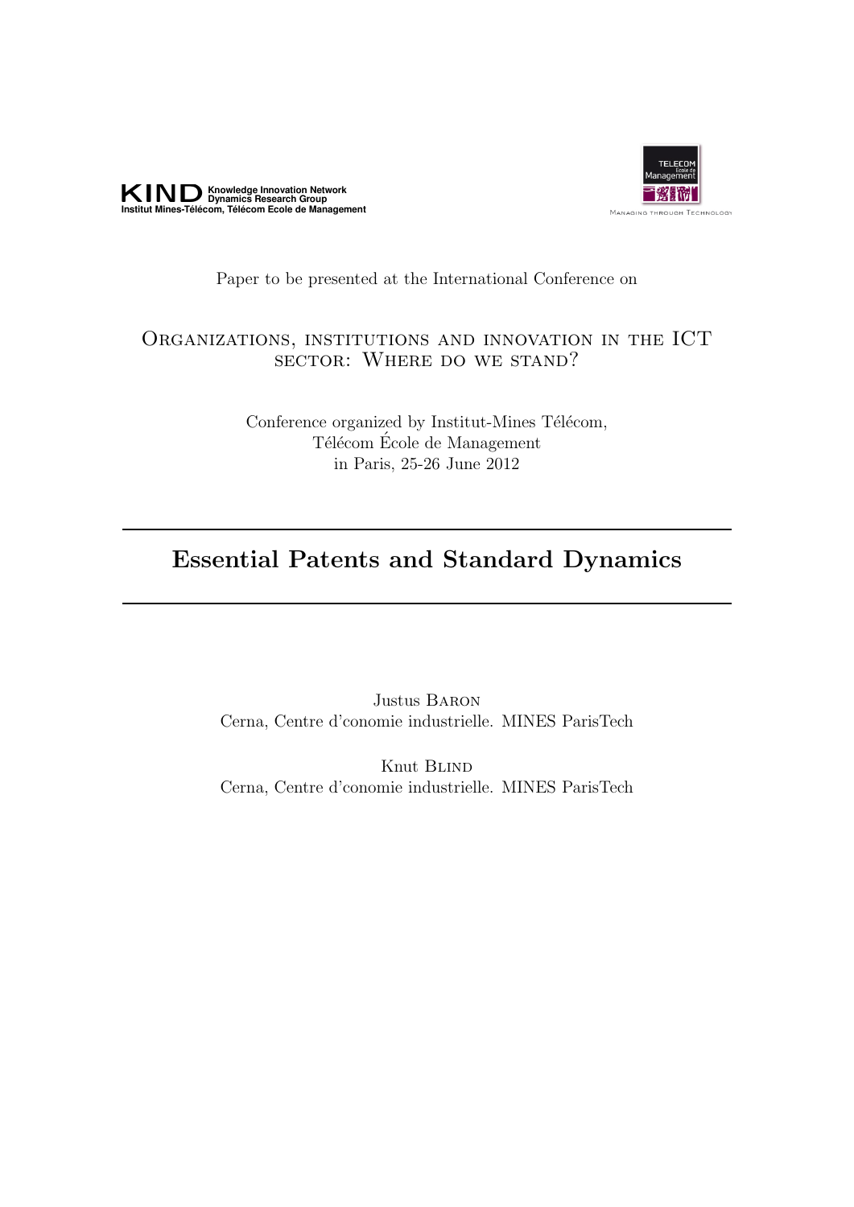KIND Knowledge Innovation Network Dynamics Research Group
Institut Mines-Télécom, Télécom Ecole de Management

TELECOM École de Management
Managing through Technology

Paper to be presented at the International Conference on

Organizations, institutions and innovation in the ICT sector: Where do we stand?

Conference organized by Institut-Mines Télécom,
Télécom École de Management
in Paris, 25-26 June 2012

# Essential Patents and Standard Dynamics

Justus Baron
Cerna, Centre d'conomie industrielle. MINES ParisTech

Knut Blind
Cerna, Centre d'conomie industrielle. MINES ParisTech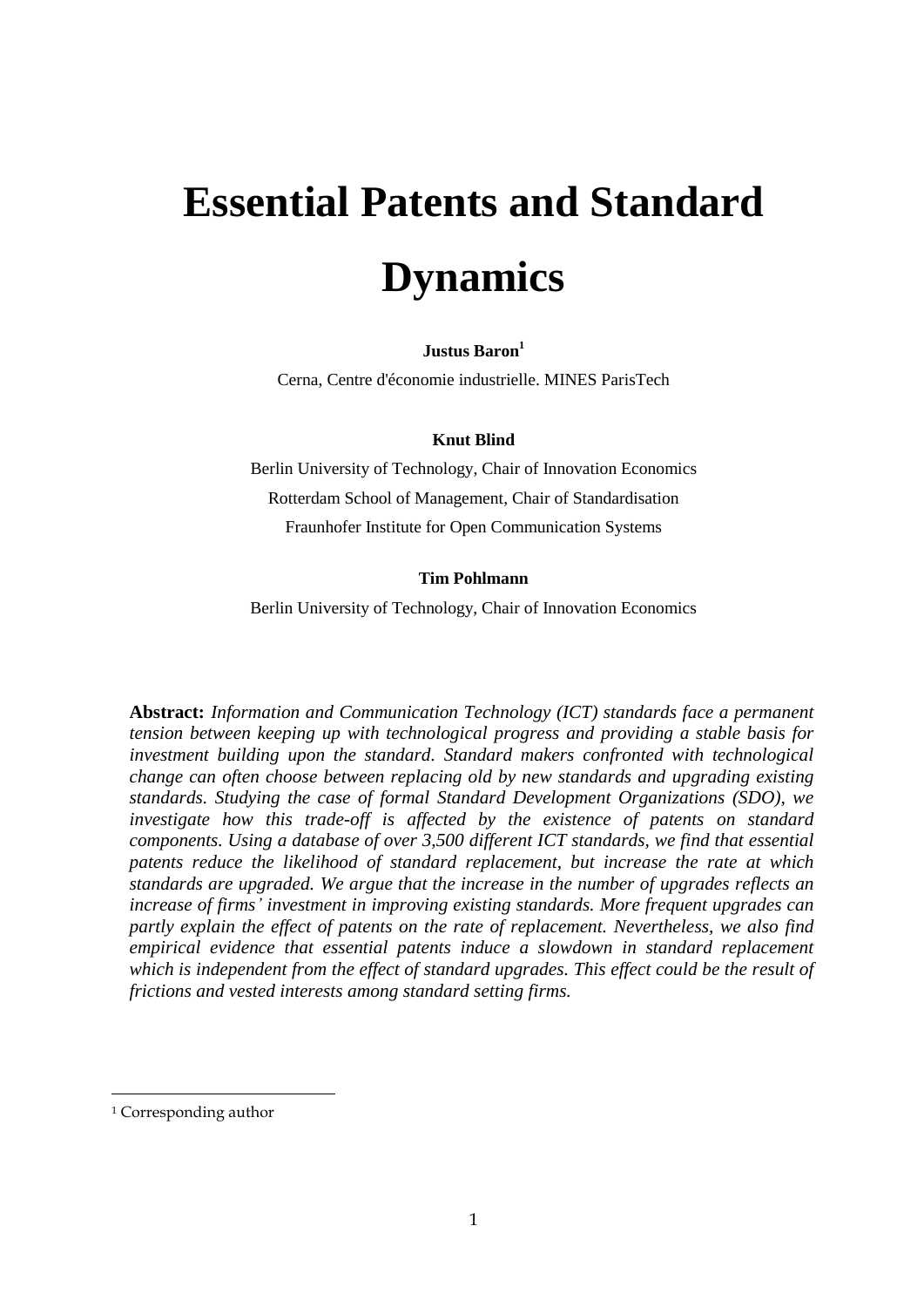# Essential Patents and Standard Dynamics

**Justus Baron**[1]

Cerna, Centre d'économie industrielle. MINES ParisTech

**Knut Blind**

Berlin University of Technology, Chair of Innovation Economics

Rotterdam School of Management, Chair of Standardisation

Fraunhofer Institute for Open Communication Systems

**Tim Pohlmann**

Berlin University of Technology, Chair of Innovation Economics

**Abstract:** *Information and Communication Technology (ICT) standards face a permanent tension between keeping up with technological progress and providing a stable basis for investment building upon the standard. Standard makers confronted with technological change can often choose between replacing old by new standards and upgrading existing standards. Studying the case of formal Standard Development Organizations (SDO), we investigate how this trade-off is affected by the existence of patents on standard components. Using a database of over 3,500 different ICT standards, we find that essential patents reduce the likelihood of standard replacement, but increase the rate at which standards are upgraded. We argue that the increase in the number of upgrades reflects an increase of firms' investment in improving existing standards. More frequent upgrades can partly explain the effect of patents on the rate of replacement. Nevertheless, we also find empirical evidence that essential patents induce a slowdown in standard replacement which is independent from the effect of standard upgrades. This effect could be the result of frictions and vested interests among standard setting firms.*

[1] Corresponding author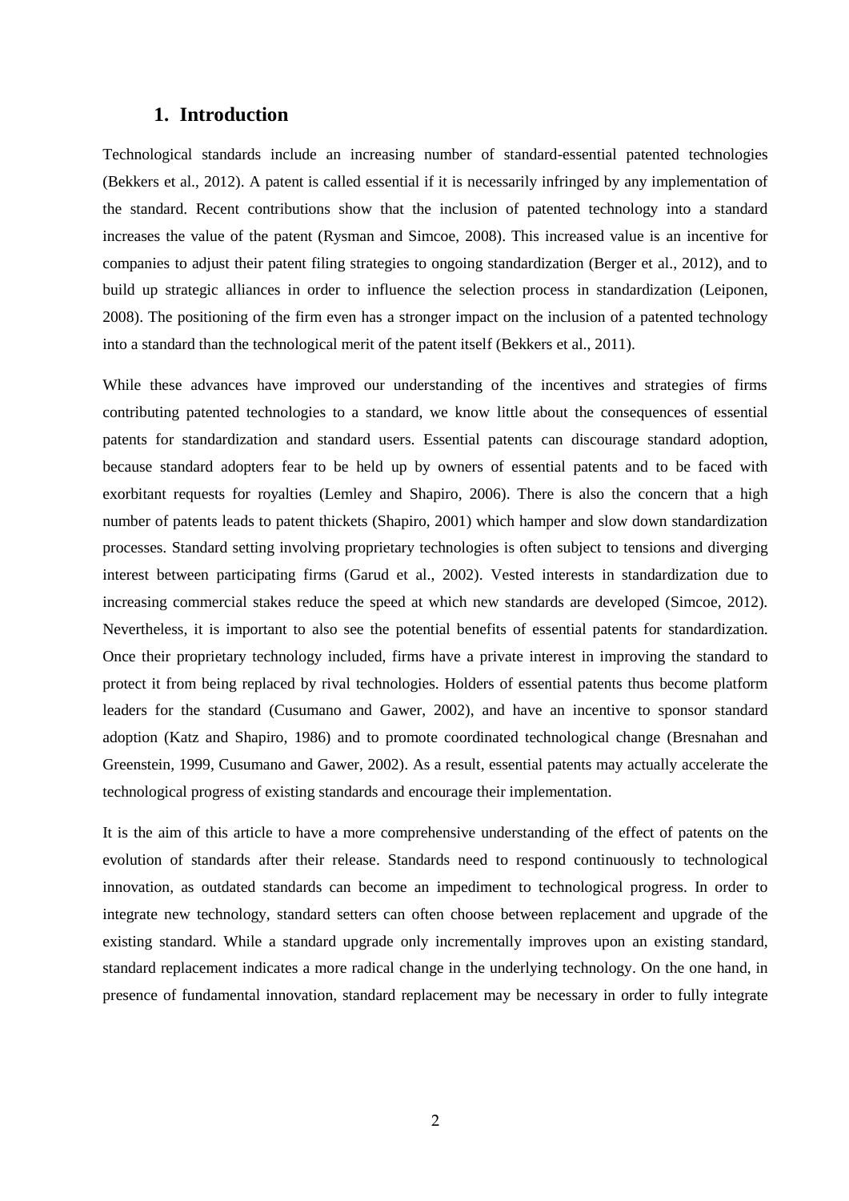## 1. Introduction

Technological standards include an increasing number of standard-essential patented technologies (Bekkers et al., 2012). A patent is called essential if it is necessarily infringed by any implementation of the standard. Recent contributions show that the inclusion of patented technology into a standard increases the value of the patent (Rysman and Simcoe, 2008). This increased value is an incentive for companies to adjust their patent filing strategies to ongoing standardization (Berger et al., 2012), and to build up strategic alliances in order to influence the selection process in standardization (Leiponen, 2008). The positioning of the firm even has a stronger impact on the inclusion of a patented technology into a standard than the technological merit of the patent itself (Bekkers et al., 2011).

While these advances have improved our understanding of the incentives and strategies of firms contributing patented technologies to a standard, we know little about the consequences of essential patents for standardization and standard users. Essential patents can discourage standard adoption, because standard adopters fear to be held up by owners of essential patents and to be faced with exorbitant requests for royalties (Lemley and Shapiro, 2006). There is also the concern that a high number of patents leads to patent thickets (Shapiro, 2001) which hamper and slow down standardization processes. Standard setting involving proprietary technologies is often subject to tensions and diverging interest between participating firms (Garud et al., 2002). Vested interests in standardization due to increasing commercial stakes reduce the speed at which new standards are developed (Simcoe, 2012). Nevertheless, it is important to also see the potential benefits of essential patents for standardization. Once their proprietary technology included, firms have a private interest in improving the standard to protect it from being replaced by rival technologies. Holders of essential patents thus become platform leaders for the standard (Cusumano and Gawer, 2002), and have an incentive to sponsor standard adoption (Katz and Shapiro, 1986) and to promote coordinated technological change (Bresnahan and Greenstein, 1999, Cusumano and Gawer, 2002). As a result, essential patents may actually accelerate the technological progress of existing standards and encourage their implementation.

It is the aim of this article to have a more comprehensive understanding of the effect of patents on the evolution of standards after their release. Standards need to respond continuously to technological innovation, as outdated standards can become an impediment to technological progress. In order to integrate new technology, standard setters can often choose between replacement and upgrade of the existing standard. While a standard upgrade only incrementally improves upon an existing standard, standard replacement indicates a more radical change in the underlying technology. On the one hand, in presence of fundamental innovation, standard replacement may be necessary in order to fully integrate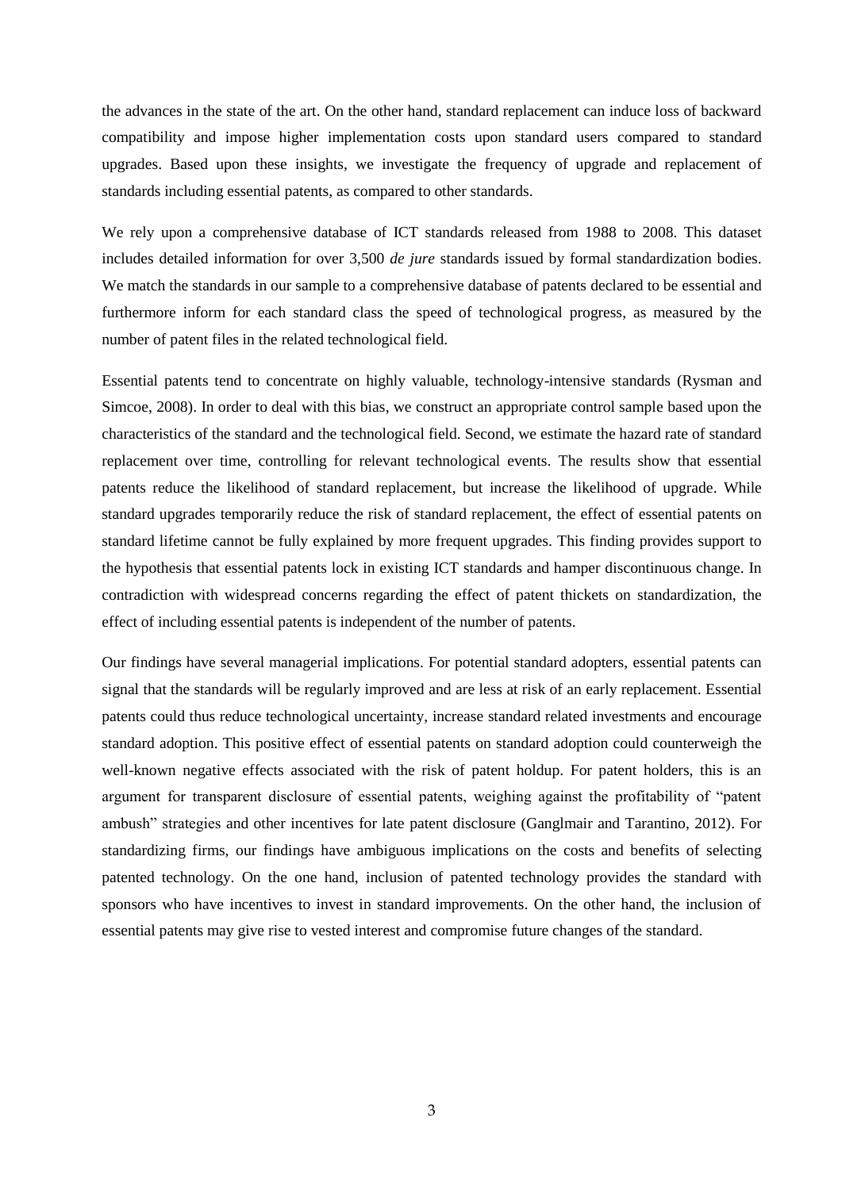the advances in the state of the art. On the other hand, standard replacement can induce loss of backward compatibility and impose higher implementation costs upon standard users compared to standard upgrades. Based upon these insights, we investigate the frequency of upgrade and replacement of standards including essential patents, as compared to other standards.

We rely upon a comprehensive database of ICT standards released from 1988 to 2008. This dataset includes detailed information for over 3,500 *de jure* standards issued by formal standardization bodies. We match the standards in our sample to a comprehensive database of patents declared to be essential and furthermore inform for each standard class the speed of technological progress, as measured by the number of patent files in the related technological field.

Essential patents tend to concentrate on highly valuable, technology-intensive standards (Rysman and Simcoe, 2008). In order to deal with this bias, we construct an appropriate control sample based upon the characteristics of the standard and the technological field. Second, we estimate the hazard rate of standard replacement over time, controlling for relevant technological events. The results show that essential patents reduce the likelihood of standard replacement, but increase the likelihood of upgrade. While standard upgrades temporarily reduce the risk of standard replacement, the effect of essential patents on standard lifetime cannot be fully explained by more frequent upgrades. This finding provides support to the hypothesis that essential patents lock in existing ICT standards and hamper discontinuous change. In contradiction with widespread concerns regarding the effect of patent thickets on standardization, the effect of including essential patents is independent of the number of patents.

Our findings have several managerial implications. For potential standard adopters, essential patents can signal that the standards will be regularly improved and are less at risk of an early replacement. Essential patents could thus reduce technological uncertainty, increase standard related investments and encourage standard adoption. This positive effect of essential patents on standard adoption could counterweigh the well-known negative effects associated with the risk of patent holdup. For patent holders, this is an argument for transparent disclosure of essential patents, weighing against the profitability of "patent ambush" strategies and other incentives for late patent disclosure (Ganglmair and Tarantino, 2012). For standardizing firms, our findings have ambiguous implications on the costs and benefits of selecting patented technology. On the one hand, inclusion of patented technology provides the standard with sponsors who have incentives to invest in standard improvements. On the other hand, the inclusion of essential patents may give rise to vested interest and compromise future changes of the standard.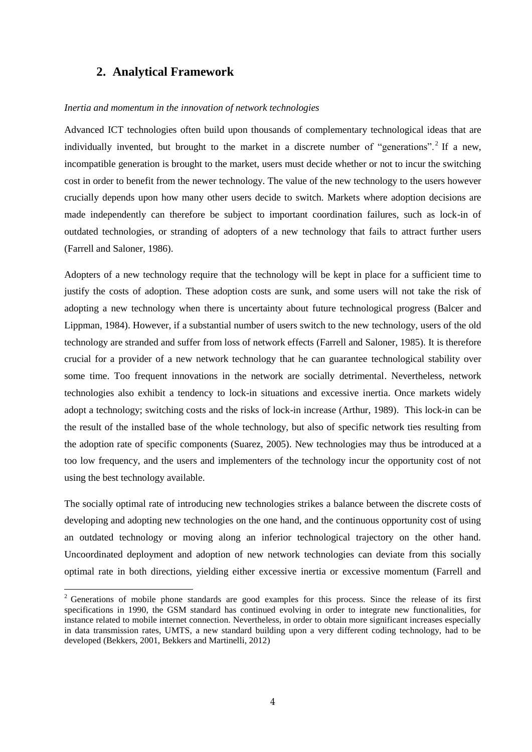## 2. Analytical Framework

*Inertia and momentum in the innovation of network technologies*

Advanced ICT technologies often build upon thousands of complementary technological ideas that are individually invented, but brought to the market in a discrete number of "generations".[2] If a new, incompatible generation is brought to the market, users must decide whether or not to incur the switching cost in order to benefit from the newer technology. The value of the new technology to the users however crucially depends upon how many other users decide to switch. Markets where adoption decisions are made independently can therefore be subject to important coordination failures, such as lock-in of outdated technologies, or stranding of adopters of a new technology that fails to attract further users (Farrell and Saloner, 1986).

Adopters of a new technology require that the technology will be kept in place for a sufficient time to justify the costs of adoption. These adoption costs are sunk, and some users will not take the risk of adopting a new technology when there is uncertainty about future technological progress (Balcer and Lippman, 1984). However, if a substantial number of users switch to the new technology, users of the old technology are stranded and suffer from loss of network effects (Farrell and Saloner, 1985). It is therefore crucial for a provider of a new network technology that he can guarantee technological stability over some time. Too frequent innovations in the network are socially detrimental. Nevertheless, network technologies also exhibit a tendency to lock-in situations and excessive inertia. Once markets widely adopt a technology; switching costs and the risks of lock-in increase (Arthur, 1989). This lock-in can be the result of the installed base of the whole technology, but also of specific network ties resulting from the adoption rate of specific components (Suarez, 2005). New technologies may thus be introduced at a too low frequency, and the users and implementers of the technology incur the opportunity cost of not using the best technology available.

The socially optimal rate of introducing new technologies strikes a balance between the discrete costs of developing and adopting new technologies on the one hand, and the continuous opportunity cost of using an outdated technology or moving along an inferior technological trajectory on the other hand. Uncoordinated deployment and adoption of new network technologies can deviate from this socially optimal rate in both directions, yielding either excessive inertia or excessive momentum (Farrell and

[2] Generations of mobile phone standards are good examples for this process. Since the release of its first specifications in 1990, the GSM standard has continued evolving in order to integrate new functionalities, for instance related to mobile internet connection. Nevertheless, in order to obtain more significant increases especially in data transmission rates, UMTS, a new standard building upon a very different coding technology, had to be developed (Bekkers, 2001, Bekkers and Martinelli, 2012)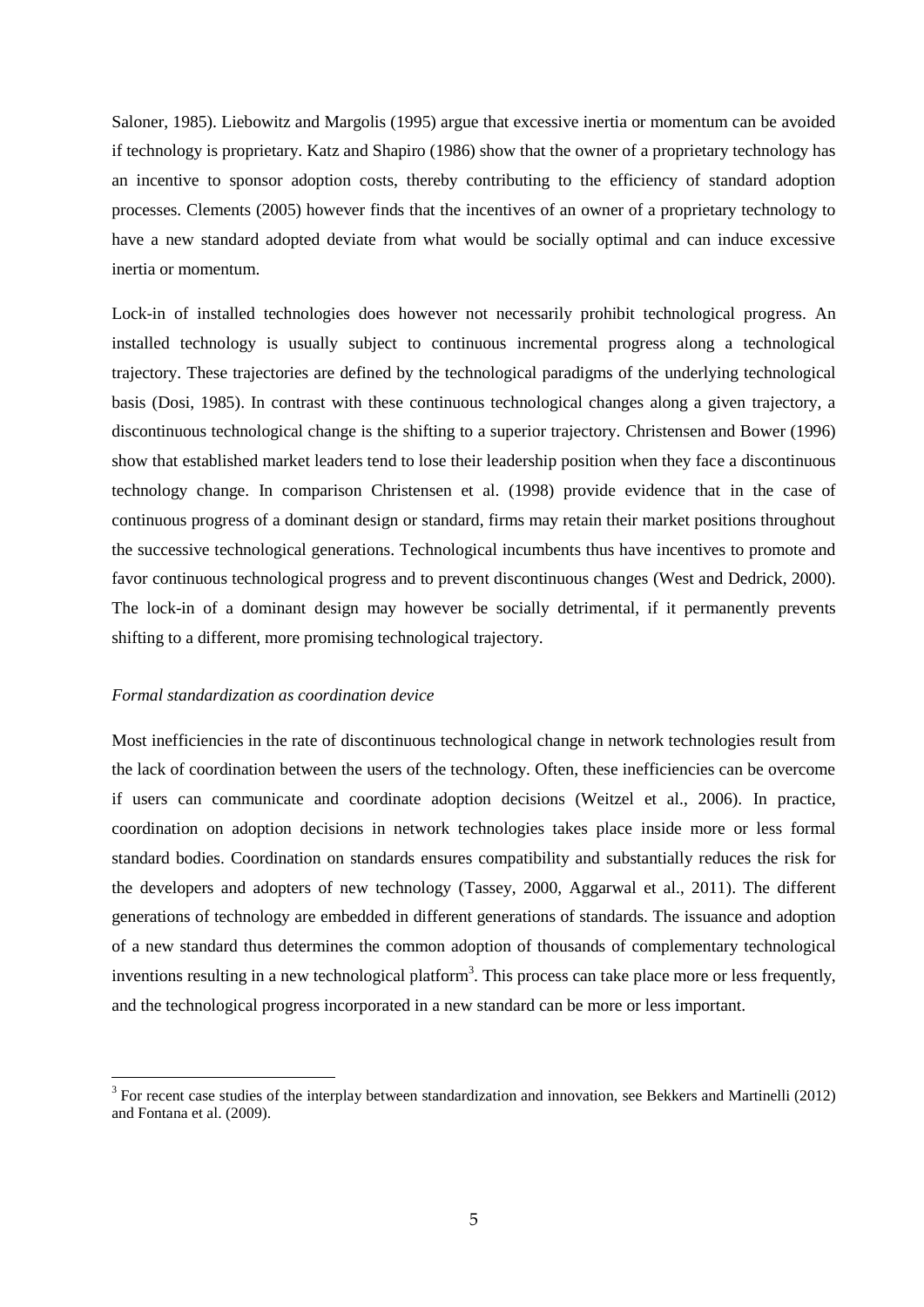Saloner, 1985). Liebowitz and Margolis (1995) argue that excessive inertia or momentum can be avoided if technology is proprietary. Katz and Shapiro (1986) show that the owner of a proprietary technology has an incentive to sponsor adoption costs, thereby contributing to the efficiency of standard adoption processes. Clements (2005) however finds that the incentives of an owner of a proprietary technology to have a new standard adopted deviate from what would be socially optimal and can induce excessive inertia or momentum.

Lock-in of installed technologies does however not necessarily prohibit technological progress. An installed technology is usually subject to continuous incremental progress along a technological trajectory. These trajectories are defined by the technological paradigms of the underlying technological basis (Dosi, 1985). In contrast with these continuous technological changes along a given trajectory, a discontinuous technological change is the shifting to a superior trajectory. Christensen and Bower (1996) show that established market leaders tend to lose their leadership position when they face a discontinuous technology change. In comparison Christensen et al. (1998) provide evidence that in the case of continuous progress of a dominant design or standard, firms may retain their market positions throughout the successive technological generations. Technological incumbents thus have incentives to promote and favor continuous technological progress and to prevent discontinuous changes (West and Dedrick, 2000). The lock-in of a dominant design may however be socially detrimental, if it permanently prevents shifting to a different, more promising technological trajectory.

*Formal standardization as coordination device*

Most inefficiencies in the rate of discontinuous technological change in network technologies result from the lack of coordination between the users of the technology. Often, these inefficiencies can be overcome if users can communicate and coordinate adoption decisions (Weitzel et al., 2006). In practice, coordination on adoption decisions in network technologies takes place inside more or less formal standard bodies. Coordination on standards ensures compatibility and substantially reduces the risk for the developers and adopters of new technology (Tassey, 2000, Aggarwal et al., 2011). The different generations of technology are embedded in different generations of standards. The issuance and adoption of a new standard thus determines the common adoption of thousands of complementary technological inventions resulting in a new technological platform[3]. This process can take place more or less frequently, and the technological progress incorporated in a new standard can be more or less important.

[3] For recent case studies of the interplay between standardization and innovation, see Bekkers and Martinelli (2012) and Fontana et al. (2009).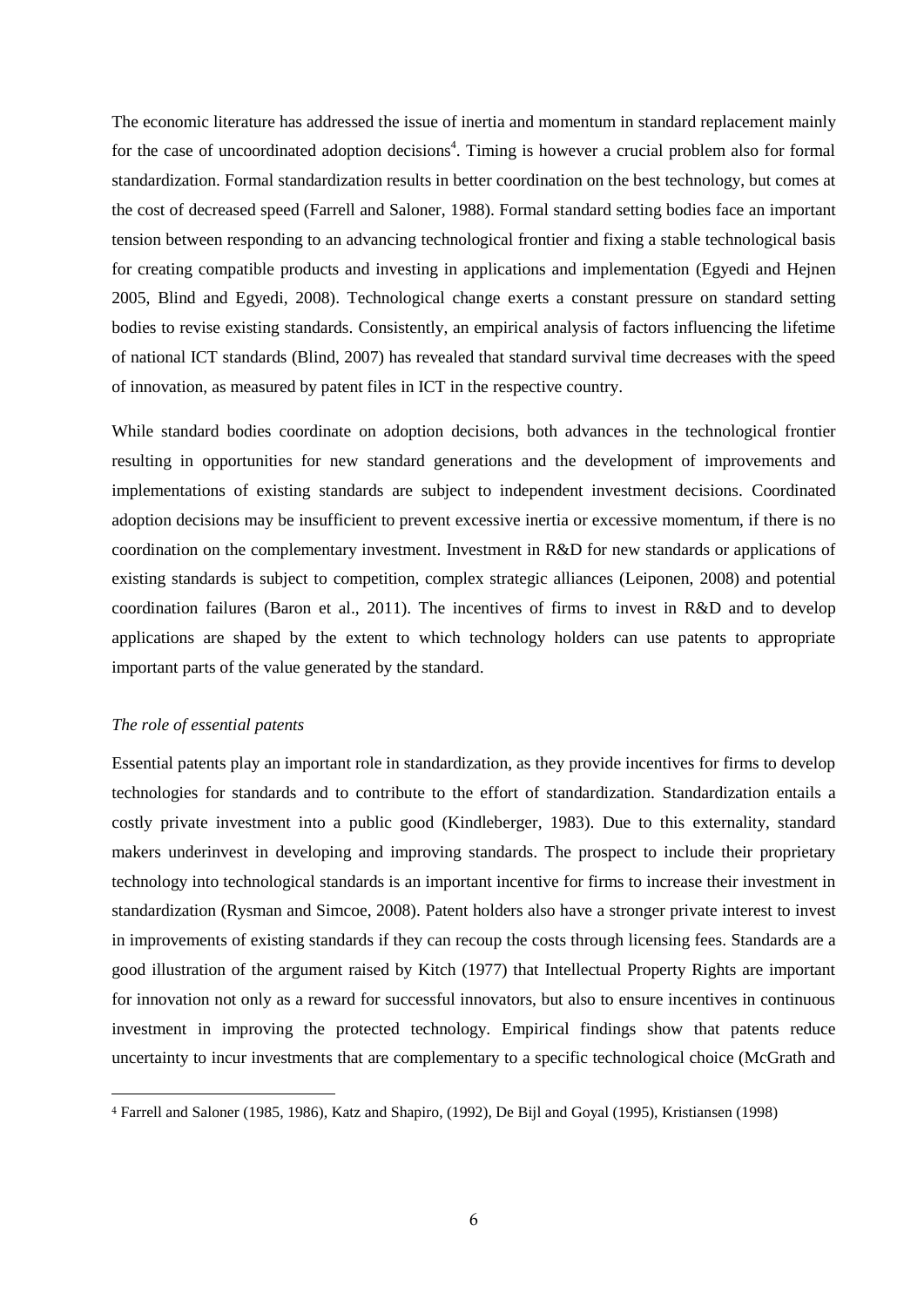The economic literature has addressed the issue of inertia and momentum in standard replacement mainly for the case of uncoordinated adoption decisions[4]. Timing is however a crucial problem also for formal standardization. Formal standardization results in better coordination on the best technology, but comes at the cost of decreased speed (Farrell and Saloner, 1988). Formal standard setting bodies face an important tension between responding to an advancing technological frontier and fixing a stable technological basis for creating compatible products and investing in applications and implementation (Egyedi and Hejnen 2005, Blind and Egyedi, 2008). Technological change exerts a constant pressure on standard setting bodies to revise existing standards. Consistently, an empirical analysis of factors influencing the lifetime of national ICT standards (Blind, 2007) has revealed that standard survival time decreases with the speed of innovation, as measured by patent files in ICT in the respective country.

While standard bodies coordinate on adoption decisions, both advances in the technological frontier resulting in opportunities for new standard generations and the development of improvements and implementations of existing standards are subject to independent investment decisions. Coordinated adoption decisions may be insufficient to prevent excessive inertia or excessive momentum, if there is no coordination on the complementary investment. Investment in R&D for new standards or applications of existing standards is subject to competition, complex strategic alliances (Leiponen, 2008) and potential coordination failures (Baron et al., 2011). The incentives of firms to invest in R&D and to develop applications are shaped by the extent to which technology holders can use patents to appropriate important parts of the value generated by the standard.

*The role of essential patents*

Essential patents play an important role in standardization, as they provide incentives for firms to develop technologies for standards and to contribute to the effort of standardization. Standardization entails a costly private investment into a public good (Kindleberger, 1983). Due to this externality, standard makers underinvest in developing and improving standards. The prospect to include their proprietary technology into technological standards is an important incentive for firms to increase their investment in standardization (Rysman and Simcoe, 2008). Patent holders also have a stronger private interest to invest in improvements of existing standards if they can recoup the costs through licensing fees. Standards are a good illustration of the argument raised by Kitch (1977) that Intellectual Property Rights are important for innovation not only as a reward for successful innovators, but also to ensure incentives in continuous investment in improving the protected technology. Empirical findings show that patents reduce uncertainty to incur investments that are complementary to a specific technological choice (McGrath and

[4] Farrell and Saloner (1985, 1986), Katz and Shapiro, (1992), De Bijl and Goyal (1995), Kristiansen (1998)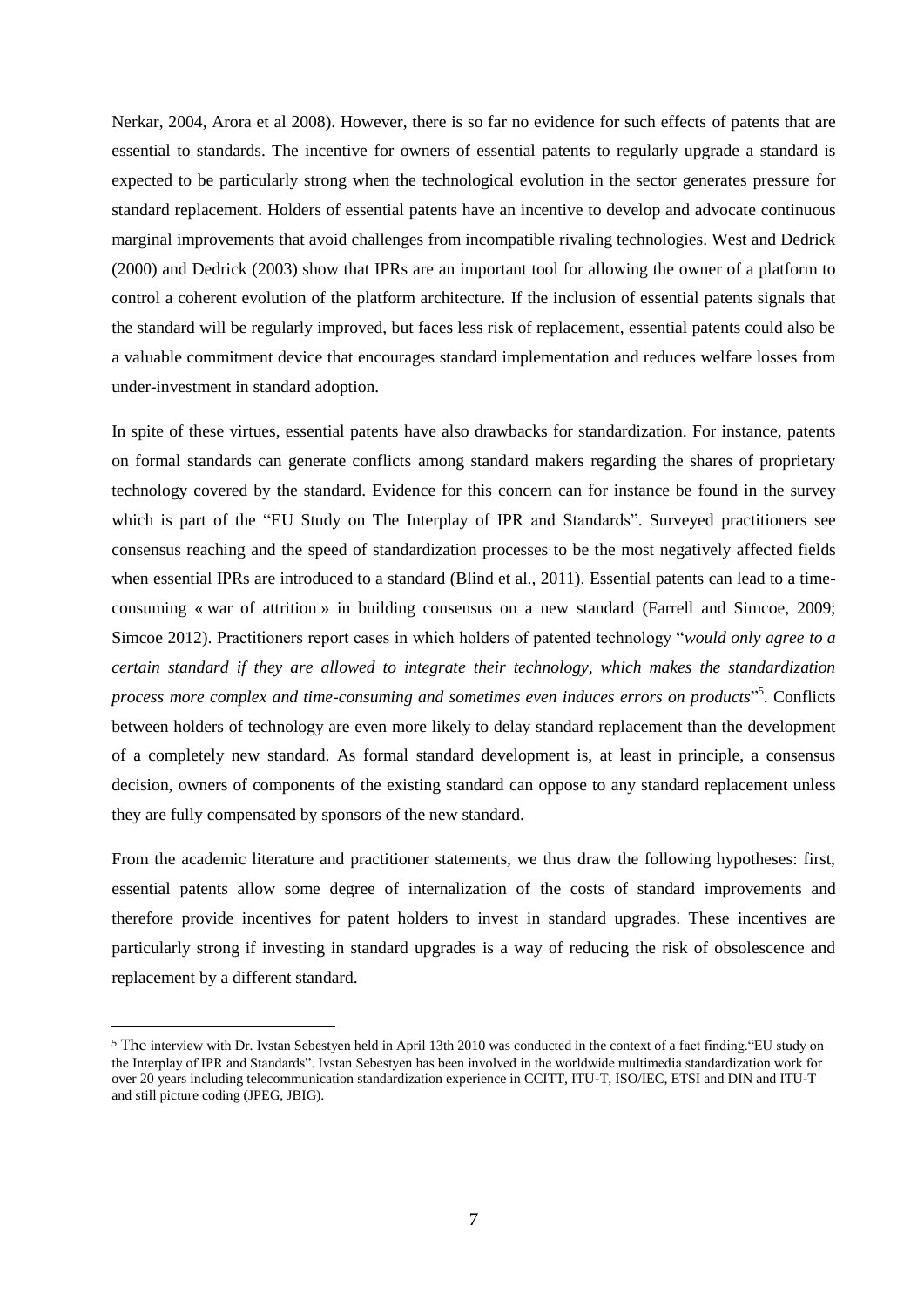Nerkar, 2004, Arora et al 2008). However, there is so far no evidence for such effects of patents that are essential to standards. The incentive for owners of essential patents to regularly upgrade a standard is expected to be particularly strong when the technological evolution in the sector generates pressure for standard replacement. Holders of essential patents have an incentive to develop and advocate continuous marginal improvements that avoid challenges from incompatible rivaling technologies. West and Dedrick (2000) and Dedrick (2003) show that IPRs are an important tool for allowing the owner of a platform to control a coherent evolution of the platform architecture. If the inclusion of essential patents signals that the standard will be regularly improved, but faces less risk of replacement, essential patents could also be a valuable commitment device that encourages standard implementation and reduces welfare losses from under-investment in standard adoption.

In spite of these virtues, essential patents have also drawbacks for standardization. For instance, patents on formal standards can generate conflicts among standard makers regarding the shares of proprietary technology covered by the standard. Evidence for this concern can for instance be found in the survey which is part of the "EU Study on The Interplay of IPR and Standards". Surveyed practitioners see consensus reaching and the speed of standardization processes to be the most negatively affected fields when essential IPRs are introduced to a standard (Blind et al., 2011). Essential patents can lead to a time-consuming « war of attrition » in building consensus on a new standard (Farrell and Simcoe, 2009; Simcoe 2012). Practitioners report cases in which holders of patented technology "*would only agree to a certain standard if they are allowed to integrate their technology, which makes the standardization process more complex and time-consuming and sometimes even induces errors on products*"[5]. Conflicts between holders of technology are even more likely to delay standard replacement than the development of a completely new standard. As formal standard development is, at least in principle, a consensus decision, owners of components of the existing standard can oppose to any standard replacement unless they are fully compensated by sponsors of the new standard.

From the academic literature and practitioner statements, we thus draw the following hypotheses: first, essential patents allow some degree of internalization of the costs of standard improvements and therefore provide incentives for patent holders to invest in standard upgrades. These incentives are particularly strong if investing in standard upgrades is a way of reducing the risk of obsolescence and replacement by a different standard.

[5] The interview with Dr. Ivstan Sebestyen held in April 13th 2010 was conducted in the context of a fact finding."EU study on the Interplay of IPR and Standards". Ivstan Sebestyen has been involved in the worldwide multimedia standardization work for over 20 years including telecommunication standardization experience in CCITT, ITU-T, ISO/IEC, ETSI and DIN and ITU-T and still picture coding (JPEG, JBIG).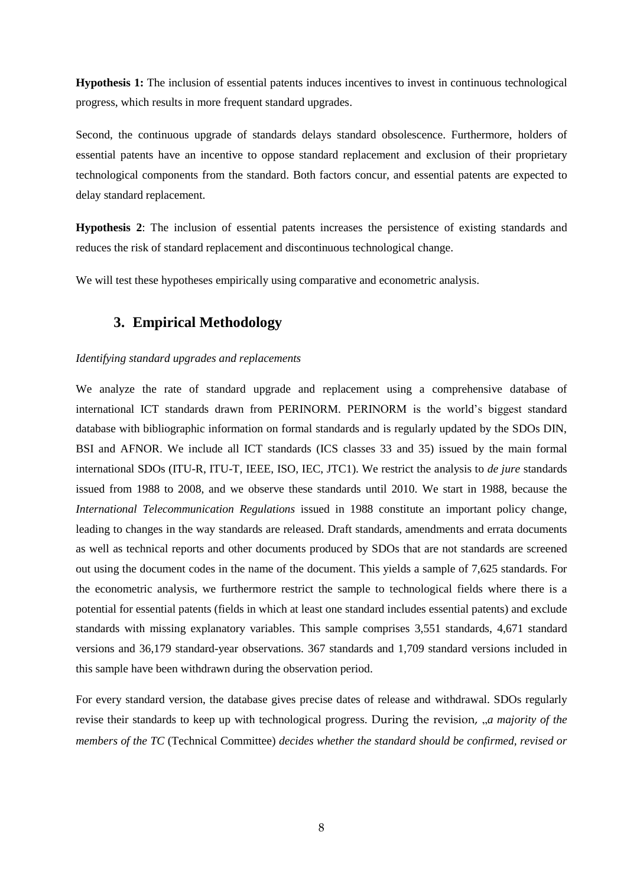**Hypothesis 1:** The inclusion of essential patents induces incentives to invest in continuous technological progress, which results in more frequent standard upgrades.

Second, the continuous upgrade of standards delays standard obsolescence. Furthermore, holders of essential patents have an incentive to oppose standard replacement and exclusion of their proprietary technological components from the standard. Both factors concur, and essential patents are expected to delay standard replacement.

**Hypothesis 2**: The inclusion of essential patents increases the persistence of existing standards and reduces the risk of standard replacement and discontinuous technological change.

We will test these hypotheses empirically using comparative and econometric analysis.

## 3. Empirical Methodology

*Identifying standard upgrades and replacements*

We analyze the rate of standard upgrade and replacement using a comprehensive database of international ICT standards drawn from PERINORM. PERINORM is the world's biggest standard database with bibliographic information on formal standards and is regularly updated by the SDOs DIN, BSI and AFNOR. We include all ICT standards (ICS classes 33 and 35) issued by the main formal international SDOs (ITU-R, ITU-T, IEEE, ISO, IEC, JTC1). We restrict the analysis to *de jure* standards issued from 1988 to 2008, and we observe these standards until 2010. We start in 1988, because the *International Telecommunication Regulations* issued in 1988 constitute an important policy change, leading to changes in the way standards are released. Draft standards, amendments and errata documents as well as technical reports and other documents produced by SDOs that are not standards are screened out using the document codes in the name of the document. This yields a sample of 7,625 standards. For the econometric analysis, we furthermore restrict the sample to technological fields where there is a potential for essential patents (fields in which at least one standard includes essential patents) and exclude standards with missing explanatory variables. This sample comprises 3,551 standards, 4,671 standard versions and 36,179 standard-year observations. 367 standards and 1,709 standard versions included in this sample have been withdrawn during the observation period.

For every standard version, the database gives precise dates of release and withdrawal. SDOs regularly revise their standards to keep up with technological progress. During the revision, „*a majority of the members of the TC* (Technical Committee) *decides whether the standard should be confirmed, revised or*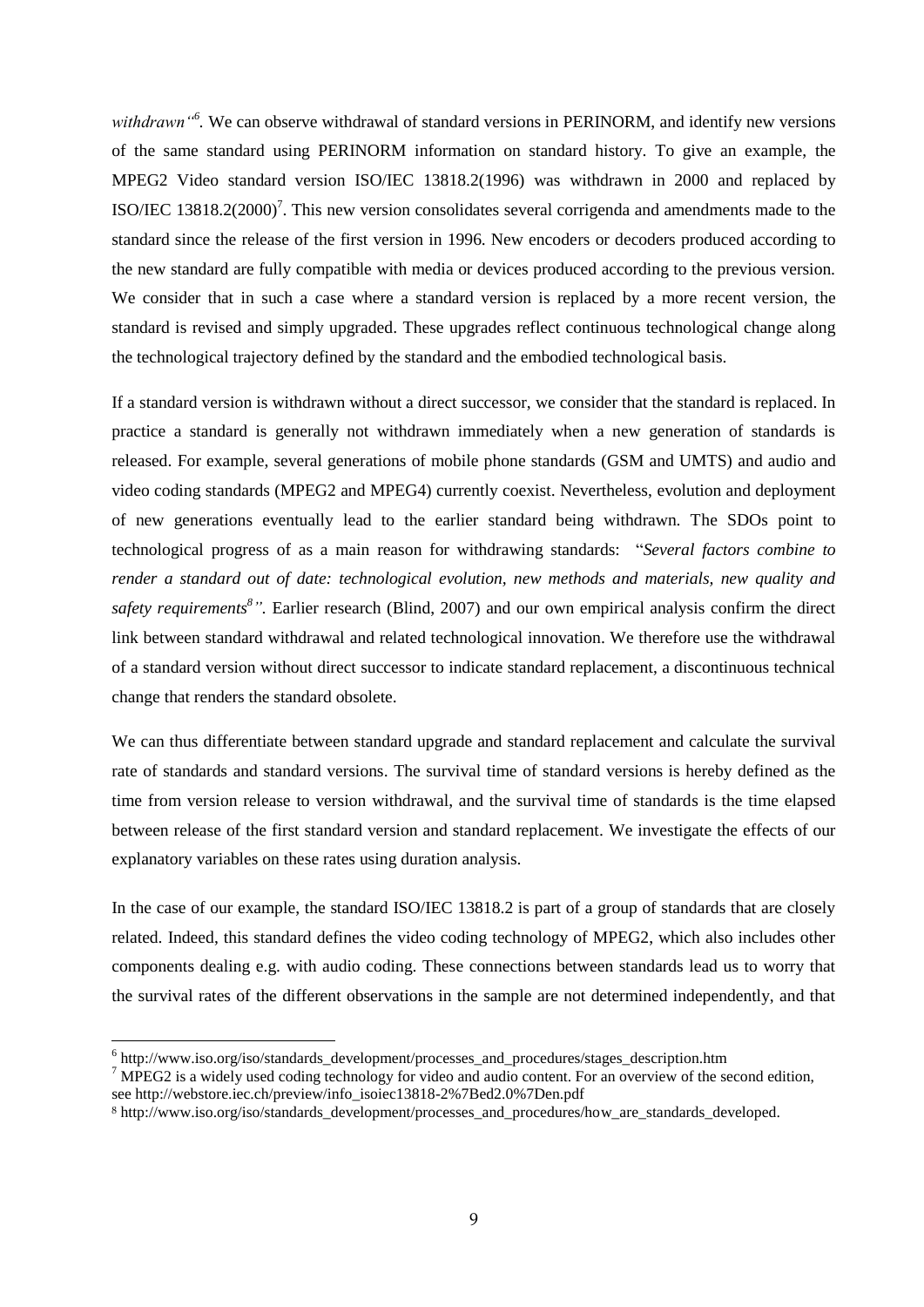*withdrawn"*[6]. We can observe withdrawal of standard versions in PERINORM, and identify new versions of the same standard using PERINORM information on standard history. To give an example, the MPEG2 Video standard version ISO/IEC 13818.2(1996) was withdrawn in 2000 and replaced by ISO/IEC 13818.2(2000)[7]. This new version consolidates several corrigenda and amendments made to the standard since the release of the first version in 1996. New encoders or decoders produced according to the new standard are fully compatible with media or devices produced according to the previous version. We consider that in such a case where a standard version is replaced by a more recent version, the standard is revised and simply upgraded. These upgrades reflect continuous technological change along the technological trajectory defined by the standard and the embodied technological basis.

If a standard version is withdrawn without a direct successor, we consider that the standard is replaced. In practice a standard is generally not withdrawn immediately when a new generation of standards is released. For example, several generations of mobile phone standards (GSM and UMTS) and audio and video coding standards (MPEG2 and MPEG4) currently coexist. Nevertheless, evolution and deployment of new generations eventually lead to the earlier standard being withdrawn. The SDOs point to technological progress of as a main reason for withdrawing standards: "*Several factors combine to render a standard out of date: technological evolution, new methods and materials, new quality and safety requirements*[8]". Earlier research (Blind, 2007) and our own empirical analysis confirm the direct link between standard withdrawal and related technological innovation. We therefore use the withdrawal of a standard version without direct successor to indicate standard replacement, a discontinuous technical change that renders the standard obsolete.

We can thus differentiate between standard upgrade and standard replacement and calculate the survival rate of standards and standard versions. The survival time of standard versions is hereby defined as the time from version release to version withdrawal, and the survival time of standards is the time elapsed between release of the first standard version and standard replacement. We investigate the effects of our explanatory variables on these rates using duration analysis.

In the case of our example, the standard ISO/IEC 13818.2 is part of a group of standards that are closely related. Indeed, this standard defines the video coding technology of MPEG2, which also includes other components dealing e.g. with audio coding. These connections between standards lead us to worry that the survival rates of the different observations in the sample are not determined independently, and that

---

[6] http://www.iso.org/iso/standards_development/processes_and_procedures/stages_description.htm

[7] MPEG2 is a widely used coding technology for video and audio content. For an overview of the second edition, see http://webstore.iec.ch/preview/info_isoiec13818-2%7Bed2.0%7Den.pdf

[8] http://www.iso.org/iso/standards_development/processes_and_procedures/how_are_standards_developed.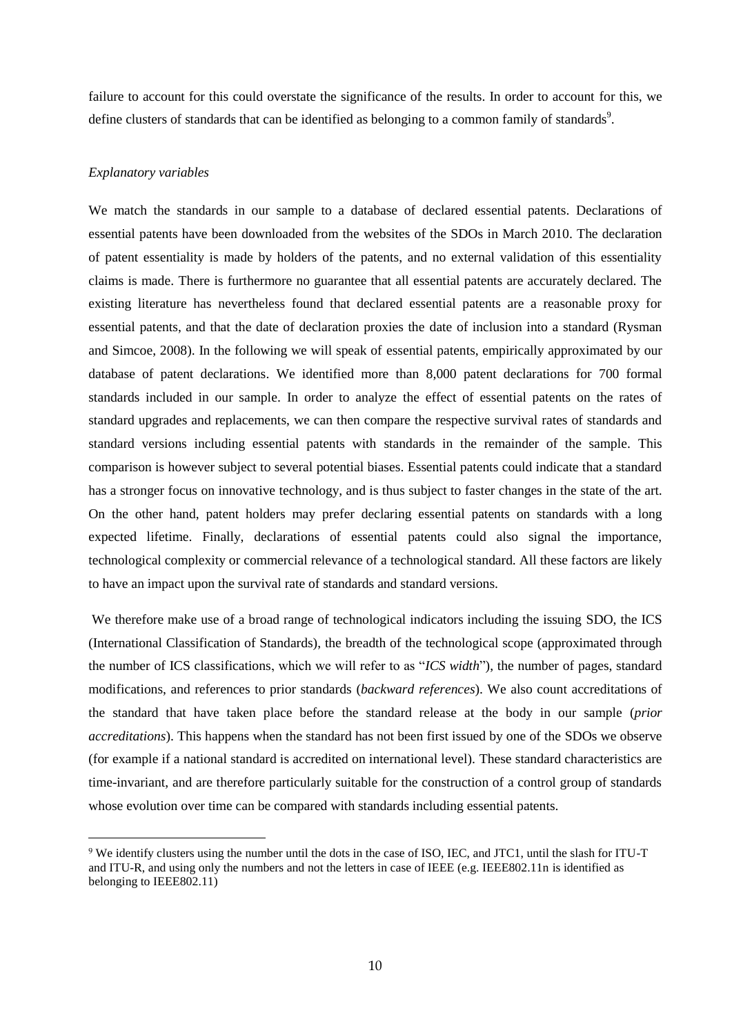failure to account for this could overstate the significance of the results. In order to account for this, we define clusters of standards that can be identified as belonging to a common family of standards[9].

*Explanatory variables*

We match the standards in our sample to a database of declared essential patents. Declarations of essential patents have been downloaded from the websites of the SDOs in March 2010. The declaration of patent essentiality is made by holders of the patents, and no external validation of this essentiality claims is made. There is furthermore no guarantee that all essential patents are accurately declared. The existing literature has nevertheless found that declared essential patents are a reasonable proxy for essential patents, and that the date of declaration proxies the date of inclusion into a standard (Rysman and Simcoe, 2008). In the following we will speak of essential patents, empirically approximated by our database of patent declarations. We identified more than 8,000 patent declarations for 700 formal standards included in our sample. In order to analyze the effect of essential patents on the rates of standard upgrades and replacements, we can then compare the respective survival rates of standards and standard versions including essential patents with standards in the remainder of the sample. This comparison is however subject to several potential biases. Essential patents could indicate that a standard has a stronger focus on innovative technology, and is thus subject to faster changes in the state of the art. On the other hand, patent holders may prefer declaring essential patents on standards with a long expected lifetime. Finally, declarations of essential patents could also signal the importance, technological complexity or commercial relevance of a technological standard. All these factors are likely to have an impact upon the survival rate of standards and standard versions.

We therefore make use of a broad range of technological indicators including the issuing SDO, the ICS (International Classification of Standards), the breadth of the technological scope (approximated through the number of ICS classifications, which we will refer to as "*ICS width*"), the number of pages, standard modifications, and references to prior standards (*backward references*). We also count accreditations of the standard that have taken place before the standard release at the body in our sample (*prior accreditations*). This happens when the standard has not been first issued by one of the SDOs we observe (for example if a national standard is accredited on international level). These standard characteristics are time-invariant, and are therefore particularly suitable for the construction of a control group of standards whose evolution over time can be compared with standards including essential patents.

[9] We identify clusters using the number until the dots in the case of ISO, IEC, and JTC1, until the slash for ITU-T and ITU-R, and using only the numbers and not the letters in case of IEEE (e.g. IEEE802.11n is identified as belonging to IEEE802.11)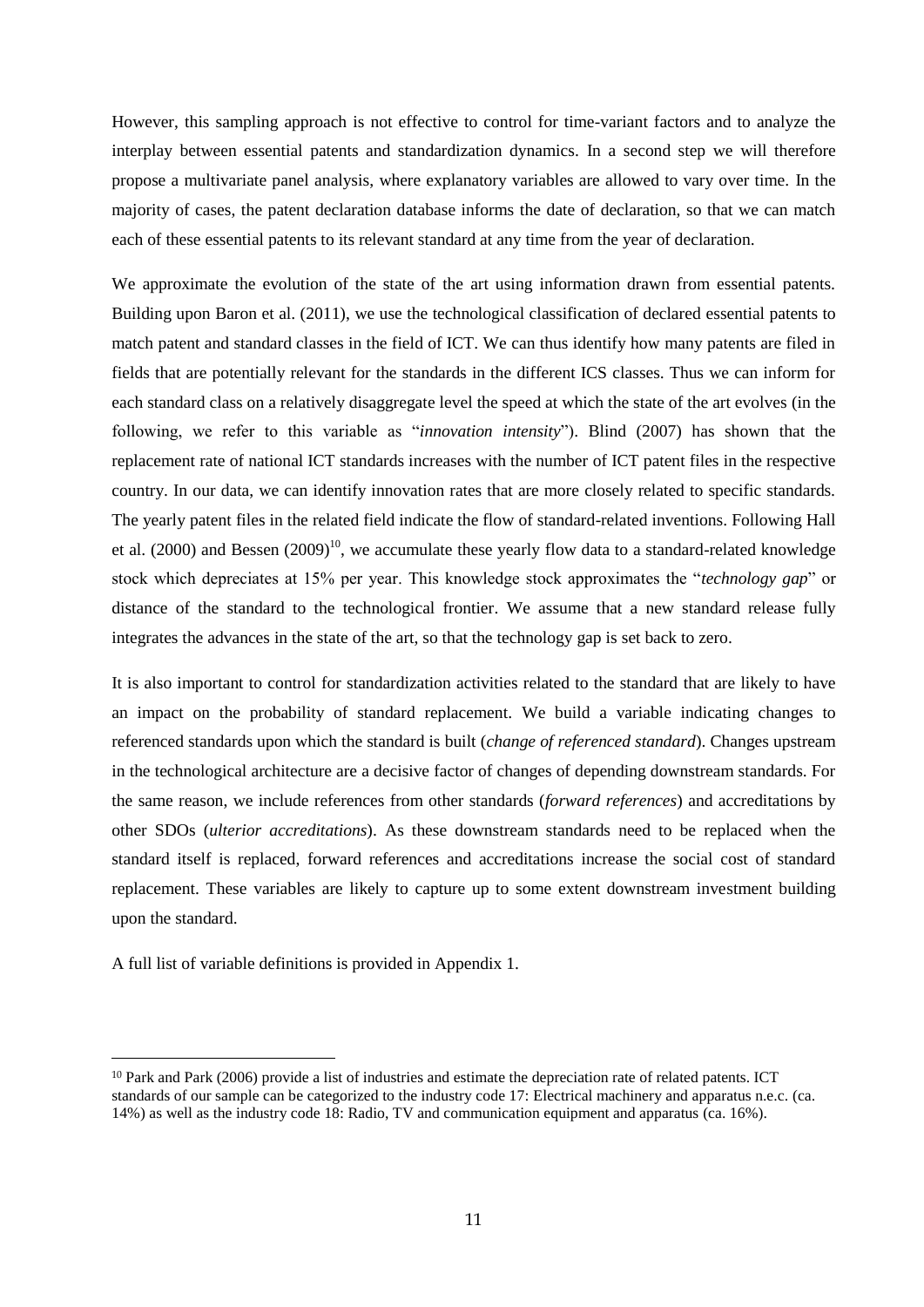However, this sampling approach is not effective to control for time-variant factors and to analyze the interplay between essential patents and standardization dynamics. In a second step we will therefore propose a multivariate panel analysis, where explanatory variables are allowed to vary over time. In the majority of cases, the patent declaration database informs the date of declaration, so that we can match each of these essential patents to its relevant standard at any time from the year of declaration.

We approximate the evolution of the state of the art using information drawn from essential patents. Building upon Baron et al. (2011), we use the technological classification of declared essential patents to match patent and standard classes in the field of ICT. We can thus identify how many patents are filed in fields that are potentially relevant for the standards in the different ICS classes. Thus we can inform for each standard class on a relatively disaggregate level the speed at which the state of the art evolves (in the following, we refer to this variable as "*innovation intensity*"). Blind (2007) has shown that the replacement rate of national ICT standards increases with the number of ICT patent files in the respective country. In our data, we can identify innovation rates that are more closely related to specific standards. The yearly patent files in the related field indicate the flow of standard-related inventions. Following Hall et al. (2000) and Bessen (2009)[10], we accumulate these yearly flow data to a standard-related knowledge stock which depreciates at 15% per year. This knowledge stock approximates the "*technology gap*" or distance of the standard to the technological frontier. We assume that a new standard release fully integrates the advances in the state of the art, so that the technology gap is set back to zero.

It is also important to control for standardization activities related to the standard that are likely to have an impact on the probability of standard replacement. We build a variable indicating changes to referenced standards upon which the standard is built (*change of referenced standard*). Changes upstream in the technological architecture are a decisive factor of changes of depending downstream standards. For the same reason, we include references from other standards (*forward references*) and accreditations by other SDOs (*ulterior accreditations*). As these downstream standards need to be replaced when the standard itself is replaced, forward references and accreditations increase the social cost of standard replacement. These variables are likely to capture up to some extent downstream investment building upon the standard.

A full list of variable definitions is provided in Appendix 1.

[10] Park and Park (2006) provide a list of industries and estimate the depreciation rate of related patents. ICT standards of our sample can be categorized to the industry code 17: Electrical machinery and apparatus n.e.c. (ca. 14%) as well as the industry code 18: Radio, TV and communication equipment and apparatus (ca. 16%).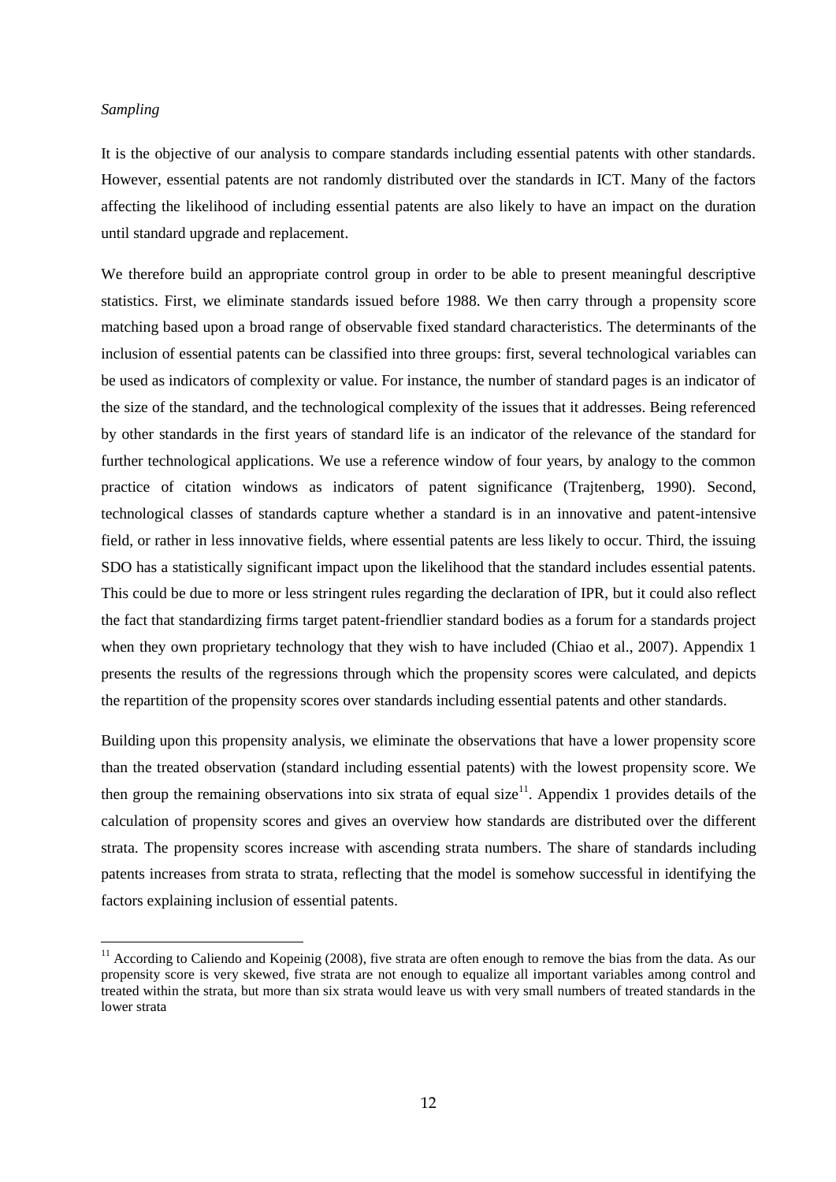*Sampling*

It is the objective of our analysis to compare standards including essential patents with other standards. However, essential patents are not randomly distributed over the standards in ICT. Many of the factors affecting the likelihood of including essential patents are also likely to have an impact on the duration until standard upgrade and replacement.

We therefore build an appropriate control group in order to be able to present meaningful descriptive statistics. First, we eliminate standards issued before 1988. We then carry through a propensity score matching based upon a broad range of observable fixed standard characteristics. The determinants of the inclusion of essential patents can be classified into three groups: first, several technological variables can be used as indicators of complexity or value. For instance, the number of standard pages is an indicator of the size of the standard, and the technological complexity of the issues that it addresses. Being referenced by other standards in the first years of standard life is an indicator of the relevance of the standard for further technological applications. We use a reference window of four years, by analogy to the common practice of citation windows as indicators of patent significance (Trajtenberg, 1990). Second, technological classes of standards capture whether a standard is in an innovative and patent-intensive field, or rather in less innovative fields, where essential patents are less likely to occur. Third, the issuing SDO has a statistically significant impact upon the likelihood that the standard includes essential patents. This could be due to more or less stringent rules regarding the declaration of IPR, but it could also reflect the fact that standardizing firms target patent-friendlier standard bodies as a forum for a standards project when they own proprietary technology that they wish to have included (Chiao et al., 2007). Appendix 1 presents the results of the regressions through which the propensity scores were calculated, and depicts the repartition of the propensity scores over standards including essential patents and other standards.

Building upon this propensity analysis, we eliminate the observations that have a lower propensity score than the treated observation (standard including essential patents) with the lowest propensity score. We then group the remaining observations into six strata of equal size[11]. Appendix 1 provides details of the calculation of propensity scores and gives an overview how standards are distributed over the different strata. The propensity scores increase with ascending strata numbers. The share of standards including patents increases from strata to strata, reflecting that the model is somehow successful in identifying the factors explaining inclusion of essential patents.

---

[11] According to Caliendo and Kopeinig (2008), five strata are often enough to remove the bias from the data. As our propensity score is very skewed, five strata are not enough to equalize all important variables among control and treated within the strata, but more than six strata would leave us with very small numbers of treated standards in the lower strata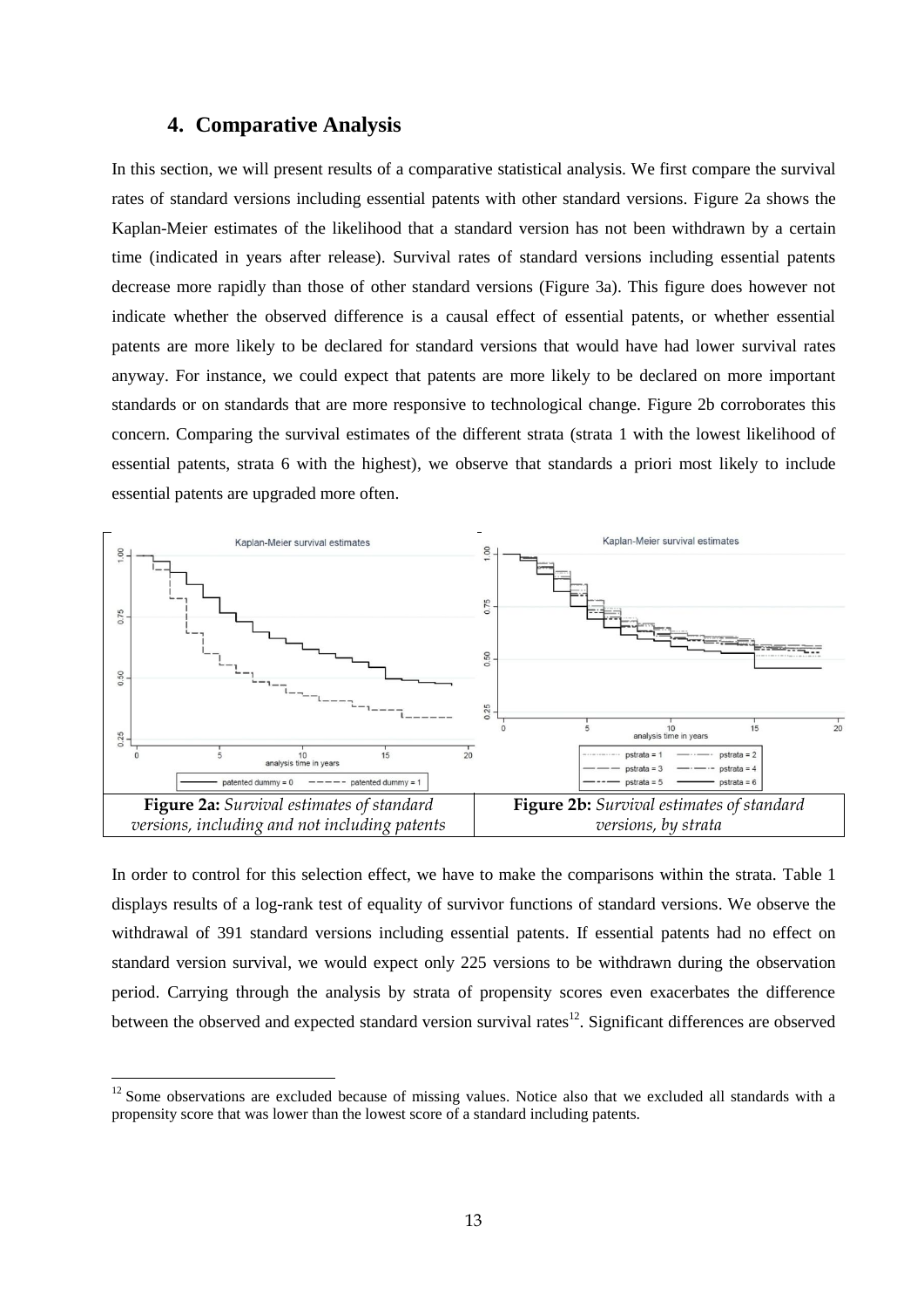## 4. Comparative Analysis

In this section, we will present results of a comparative statistical analysis. We first compare the survival rates of standard versions including essential patents with other standard versions. Figure 2a shows the Kaplan-Meier estimates of the likelihood that a standard version has not been withdrawn by a certain time (indicated in years after release). Survival rates of standard versions including essential patents decrease more rapidly than those of other standard versions (Figure 3a). This figure does however not indicate whether the observed difference is a causal effect of essential patents, or whether essential patents are more likely to be declared for standard versions that would have had lower survival rates anyway. For instance, we could expect that patents are more likely to be declared on more important standards or on standards that are more responsive to technological change. Figure 2b corroborates this concern. Comparing the survival estimates of the different strata (strata 1 with the lowest likelihood of essential patents, strata 6 with the highest), we observe that standards a priori most likely to include essential patents are upgraded more often.

| **Figure 2a:** *Survival estimates of standard versions, including and not including patents* | **Figure 2b:** *Survival estimates of standard versions, by strata* |
|---|---|

In order to control for this selection effect, we have to make the comparisons within the strata. Table 1 displays results of a log-rank test of equality of survivor functions of standard versions. We observe the withdrawal of 391 standard versions including essential patents. If essential patents had no effect on standard version survival, we would expect only 225 versions to be withdrawn during the observation period. Carrying through the analysis by strata of propensity scores even exacerbates the difference between the observed and expected standard version survival rates[12]. Significant differences are observed

[12] Some observations are excluded because of missing values. Notice also that we excluded all standards with a propensity score that was lower than the lowest score of a standard including patents.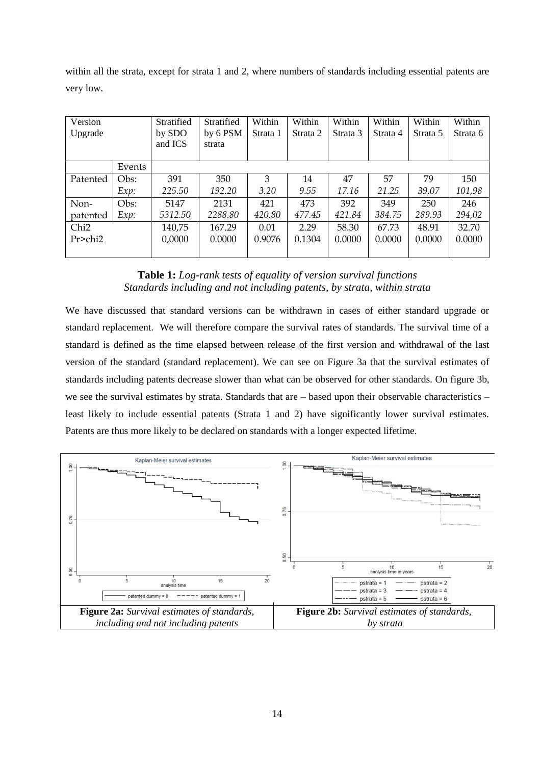within all the strata, except for strata 1 and 2, where numbers of standards including essential patents are very low.

| Version Upgrade | | Stratified by SDO and ICS | Stratified by 6 PSM strata | Within Strata 1 | Within Strata 2 | Within Strata 3 | Within Strata 4 | Within Strata 5 | Within Strata 6 |
|---|---|---|---|---|---|---|---|---|---|
| | Events | | | | | | | | |
| Patented | Obs: | 391 | 350 | 3 | 14 | 47 | 57 | 79 | 150 |
| | *Exp:* | *225.50* | *192.20* | *3.20* | *9.55* | *17.16* | *21.25* | *39.07* | *101,98* |
| Non-patented | Obs: | 5147 | 2131 | 421 | 473 | 392 | 349 | 250 | 246 |
| | *Exp:* | *5312.50* | *2288.80* | *420.80* | *477.45* | *421.84* | *384.75* | *289.93* | *294,02* |
| Chi2 | | 140,75 | 167.29 | 0.01 | 2.29 | 58.30 | 67.73 | 48.91 | 32.70 |
| Pr>chi2 | | 0,0000 | 0.0000 | 0.9076 | 0.1304 | 0.0000 | 0.0000 | 0.0000 | 0.0000 |

**Table 1:** *Log-rank tests of equality of version survival functions*
*Standards including and not including patents, by strata, within strata*

We have discussed that standard versions can be withdrawn in cases of either standard upgrade or standard replacement. We will therefore compare the survival rates of standards. The survival time of a standard is defined as the time elapsed between release of the first version and withdrawal of the last version of the standard (standard replacement). We can see on Figure 3a that the survival estimates of standards including patents decrease slower than what can be observed for other standards. On figure 3b, we see the survival estimates by strata. Standards that are – based upon their observable characteristics – least likely to include essential patents (Strata 1 and 2) have significantly lower survival estimates. Patents are thus more likely to be declared on standards with a longer expected lifetime.

**Figure 2a:** *Survival estimates of standards, including and not including patents*

**Figure 2b:** *Survival estimates of standards, by strata*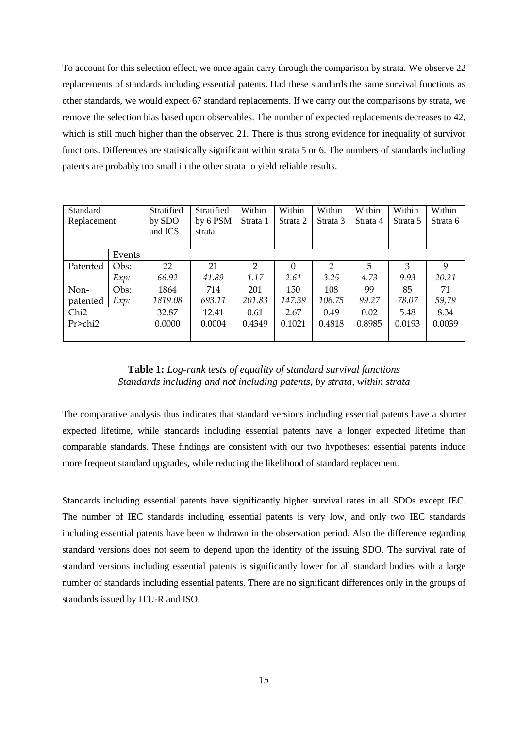To account for this selection effect, we once again carry through the comparison by strata. We observe 22 replacements of standards including essential patents. Had these standards the same survival functions as other standards, we would expect 67 standard replacements. If we carry out the comparisons by strata, we remove the selection bias based upon observables. The number of expected replacements decreases to 42, which is still much higher than the observed 21. There is thus strong evidence for inequality of survivor functions. Differences are statistically significant within strata 5 or 6. The numbers of standards including patents are probably too small in the other strata to yield reliable results.

| Standard Replacement | | Stratified by SDO and ICS | Stratified by 6 PSM strata | Within Strata 1 | Within Strata 2 | Within Strata 3 | Within Strata 4 | Within Strata 5 | Within Strata 6 |
|---|---|---|---|---|---|---|---|---|---|
| | Events | | | | | | | | |
| Patented | Obs: | 22 | 21 | 2 | 0 | 2 | 5 | 3 | 9 |
| | *Exp:* | *66.92* | *41.89* | *1.17* | *2.61* | *3.25* | *4.73* | *9.93* | *20.21* |
| Non-patented | Obs: | 1864 | 714 | 201 | 150 | 108 | 99 | 85 | 71 |
| | *Exp:* | *1819.08* | *693.11* | *201.83* | *147.39* | *106.75* | *99.27* | *78.07* | *59,79* |
| Chi2 | | 32.87 | 12.41 | 0.61 | 2.67 | 0.49 | 0.02 | 5.48 | 8.34 |
| Pr>chi2 | | 0.0000 | 0.0004 | 0.4349 | 0.1021 | 0.4818 | 0.8985 | 0.0193 | 0.0039 |

**Table 1:** *Log-rank tests of equality of standard survival functions Standards including and not including patents, by strata, within strata*

The comparative analysis thus indicates that standard versions including essential patents have a shorter expected lifetime, while standards including essential patents have a longer expected lifetime than comparable standards. These findings are consistent with our two hypotheses: essential patents induce more frequent standard upgrades, while reducing the likelihood of standard replacement.

Standards including essential patents have significantly higher survival rates in all SDOs except IEC. The number of IEC standards including essential patents is very low, and only two IEC standards including essential patents have been withdrawn in the observation period. Also the difference regarding standard versions does not seem to depend upon the identity of the issuing SDO. The survival rate of standard versions including essential patents is significantly lower for all standard bodies with a large number of standards including essential patents. There are no significant differences only in the groups of standards issued by ITU-R and ISO.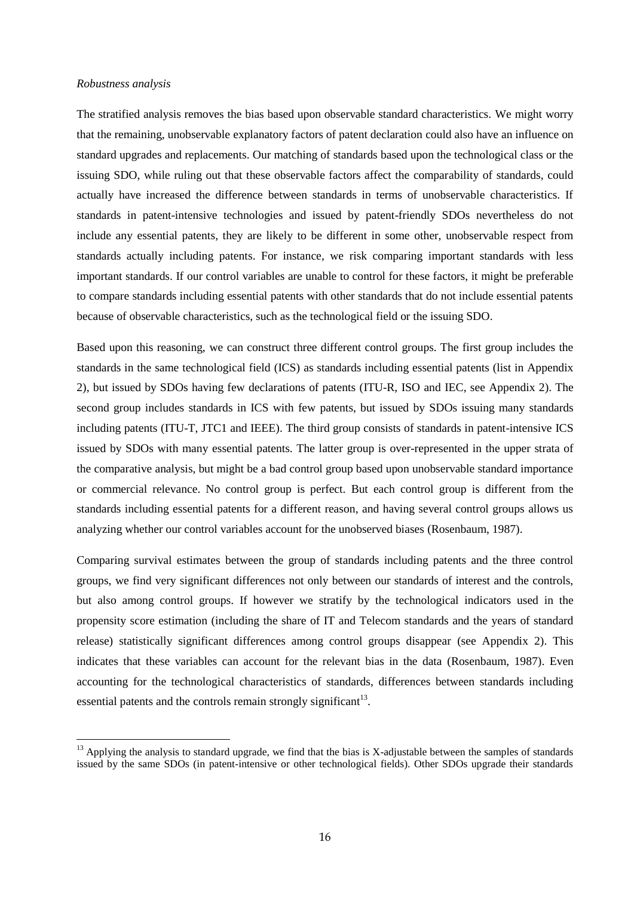*Robustness analysis*

The stratified analysis removes the bias based upon observable standard characteristics. We might worry that the remaining, unobservable explanatory factors of patent declaration could also have an influence on standard upgrades and replacements. Our matching of standards based upon the technological class or the issuing SDO, while ruling out that these observable factors affect the comparability of standards, could actually have increased the difference between standards in terms of unobservable characteristics. If standards in patent-intensive technologies and issued by patent-friendly SDOs nevertheless do not include any essential patents, they are likely to be different in some other, unobservable respect from standards actually including patents. For instance, we risk comparing important standards with less important standards. If our control variables are unable to control for these factors, it might be preferable to compare standards including essential patents with other standards that do not include essential patents because of observable characteristics, such as the technological field or the issuing SDO.

Based upon this reasoning, we can construct three different control groups. The first group includes the standards in the same technological field (ICS) as standards including essential patents (list in Appendix 2), but issued by SDOs having few declarations of patents (ITU-R, ISO and IEC, see Appendix 2). The second group includes standards in ICS with few patents, but issued by SDOs issuing many standards including patents (ITU-T, JTC1 and IEEE). The third group consists of standards in patent-intensive ICS issued by SDOs with many essential patents. The latter group is over-represented in the upper strata of the comparative analysis, but might be a bad control group based upon unobservable standard importance or commercial relevance. No control group is perfect. But each control group is different from the standards including essential patents for a different reason, and having several control groups allows us analyzing whether our control variables account for the unobserved biases (Rosenbaum, 1987).

Comparing survival estimates between the group of standards including patents and the three control groups, we find very significant differences not only between our standards of interest and the controls, but also among control groups. If however we stratify by the technological indicators used in the propensity score estimation (including the share of IT and Telecom standards and the years of standard release) statistically significant differences among control groups disappear (see Appendix 2). This indicates that these variables can account for the relevant bias in the data (Rosenbaum, 1987). Even accounting for the technological characteristics of standards, differences between standards including essential patents and the controls remain strongly significant[13].

[13] Applying the analysis to standard upgrade, we find that the bias is X-adjustable between the samples of standards issued by the same SDOs (in patent-intensive or other technological fields). Other SDOs upgrade their standards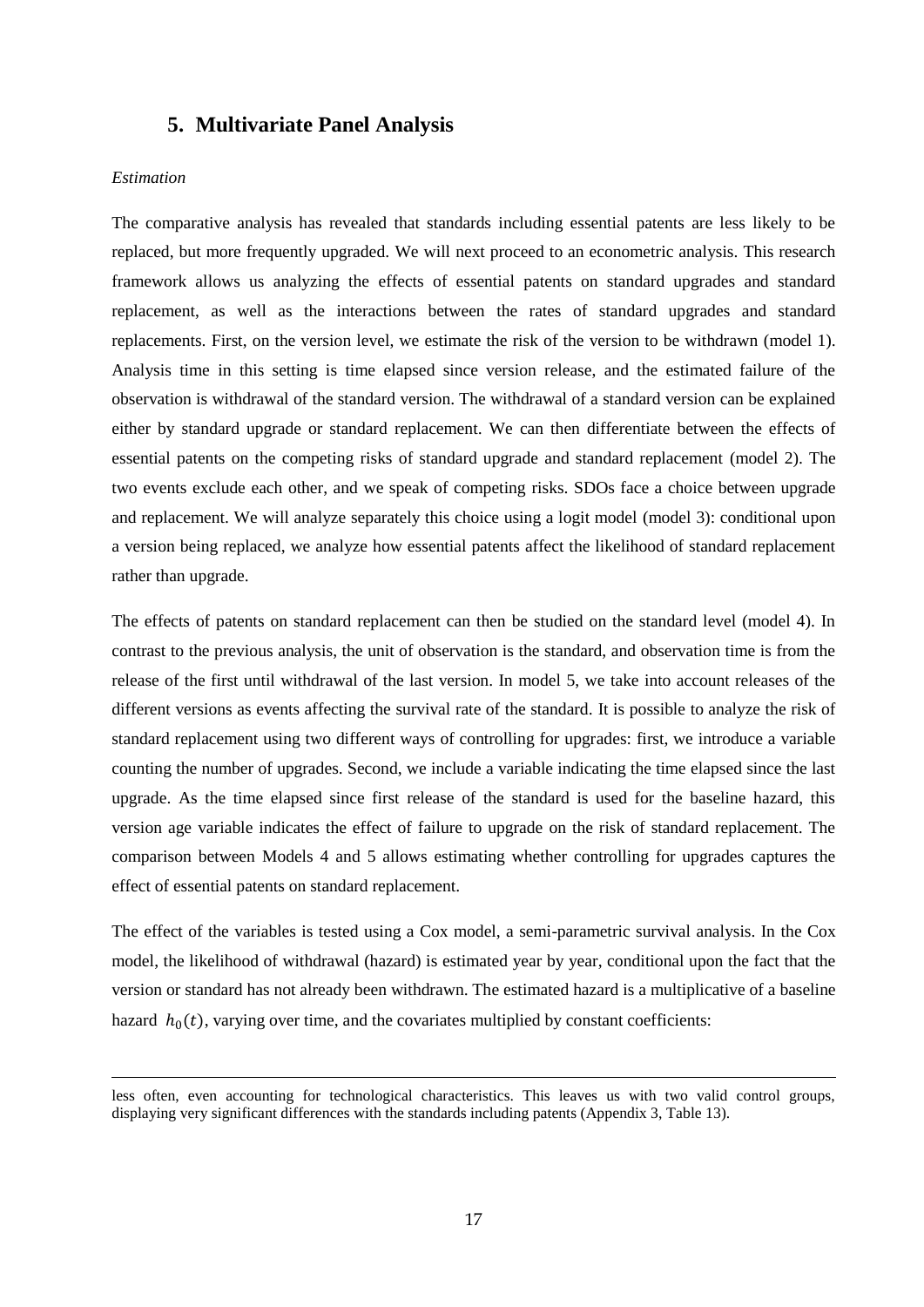## 5. Multivariate Panel Analysis

*Estimation*

The comparative analysis has revealed that standards including essential patents are less likely to be replaced, but more frequently upgraded. We will next proceed to an econometric analysis. This research framework allows us analyzing the effects of essential patents on standard upgrades and standard replacement, as well as the interactions between the rates of standard upgrades and standard replacements. First, on the version level, we estimate the risk of the version to be withdrawn (model 1). Analysis time in this setting is time elapsed since version release, and the estimated failure of the observation is withdrawal of the standard version. The withdrawal of a standard version can be explained either by standard upgrade or standard replacement. We can then differentiate between the effects of essential patents on the competing risks of standard upgrade and standard replacement (model 2). The two events exclude each other, and we speak of competing risks. SDOs face a choice between upgrade and replacement. We will analyze separately this choice using a logit model (model 3): conditional upon a version being replaced, we analyze how essential patents affect the likelihood of standard replacement rather than upgrade.

The effects of patents on standard replacement can then be studied on the standard level (model 4). In contrast to the previous analysis, the unit of observation is the standard, and observation time is from the release of the first until withdrawal of the last version. In model 5, we take into account releases of the different versions as events affecting the survival rate of the standard. It is possible to analyze the risk of standard replacement using two different ways of controlling for upgrades: first, we introduce a variable counting the number of upgrades. Second, we include a variable indicating the time elapsed since the last upgrade. As the time elapsed since first release of the standard is used for the baseline hazard, this version age variable indicates the effect of failure to upgrade on the risk of standard replacement. The comparison between Models 4 and 5 allows estimating whether controlling for upgrades captures the effect of essential patents on standard replacement.

The effect of the variables is tested using a Cox model, a semi-parametric survival analysis. In the Cox model, the likelihood of withdrawal (hazard) is estimated year by year, conditional upon the fact that the version or standard has not already been withdrawn. The estimated hazard is a multiplicative of a baseline hazard $h_0(t)$, varying over time, and the covariates multiplied by constant coefficients:

less often, even accounting for technological characteristics. This leaves us with two valid control groups, displaying very significant differences with the standards including patents (Appendix 3, Table 13).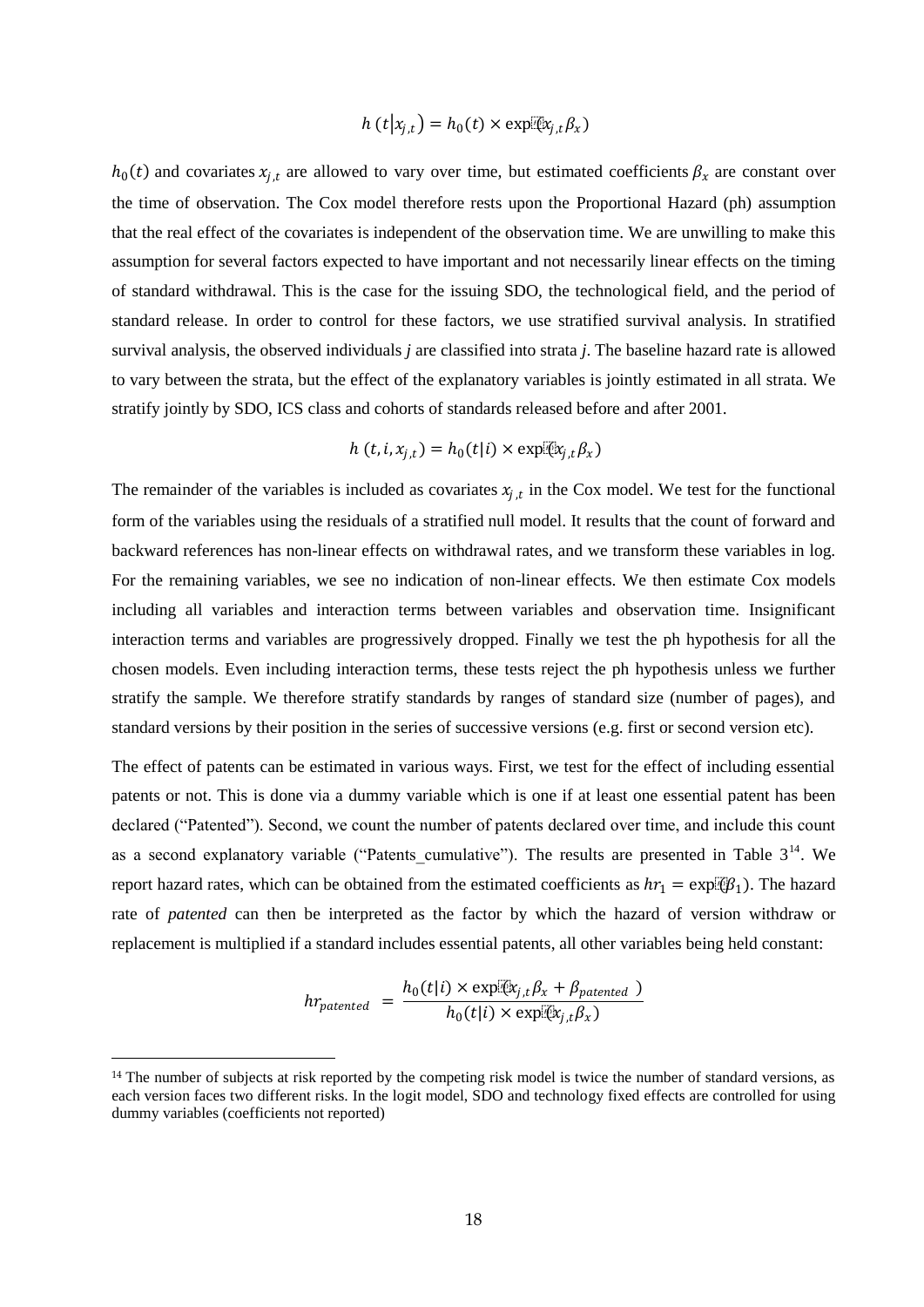$$h\,(t|x_{j,t}) = h_0(t) \times \exp(x_{j,t}\beta_x)$$

$h_0(t)$ and covariates $x_{j,t}$ are allowed to vary over time, but estimated coefficients $\beta_x$ are constant over the time of observation. The Cox model therefore rests upon the Proportional Hazard (ph) assumption that the real effect of the covariates is independent of the observation time. We are unwilling to make this assumption for several factors expected to have important and not necessarily linear effects on the timing of standard withdrawal. This is the case for the issuing SDO, the technological field, and the period of standard release. In order to control for these factors, we use stratified survival analysis. In stratified survival analysis, the observed individuals *j* are classified into strata *j*. The baseline hazard rate is allowed to vary between the strata, but the effect of the explanatory variables is jointly estimated in all strata. We stratify jointly by SDO, ICS class and cohorts of standards released before and after 2001.

$$h\,(t, i, x_{j,t}) = h_0(t|i) \times \exp(x_{j,t}\beta_x)$$

The remainder of the variables is included as covariates $x_{j,t}$ in the Cox model. We test for the functional form of the variables using the residuals of a stratified null model. It results that the count of forward and backward references has non-linear effects on withdrawal rates, and we transform these variables in log. For the remaining variables, we see no indication of non-linear effects. We then estimate Cox models including all variables and interaction terms between variables and observation time. Insignificant interaction terms and variables are progressively dropped. Finally we test the ph hypothesis for all the chosen models. Even including interaction terms, these tests reject the ph hypothesis unless we further stratify the sample. We therefore stratify standards by ranges of standard size (number of pages), and standard versions by their position in the series of successive versions (e.g. first or second version etc).

The effect of patents can be estimated in various ways. First, we test for the effect of including essential patents or not. This is done via a dummy variable which is one if at least one essential patent has been declared ("Patented"). Second, we count the number of patents declared over time, and include this count as a second explanatory variable ("Patents_cumulative"). The results are presented in Table 3[14]. We report hazard rates, which can be obtained from the estimated coefficients as $hr_1 = \exp(\beta_1)$. The hazard rate of *patented* can then be interpreted as the factor by which the hazard of version withdraw or replacement is multiplied if a standard includes essential patents, all other variables being held constant:

$$hr_{patented} = \frac{h_0(t|i) \times \exp(x_{j,t}\beta_x + \beta_{patented})}{h_0(t|i) \times \exp(x_{j,t}\beta_x)}$$

---

[14] The number of subjects at risk reported by the competing risk model is twice the number of standard versions, as each version faces two different risks. In the logit model, SDO and technology fixed effects are controlled for using dummy variables (coefficients not reported)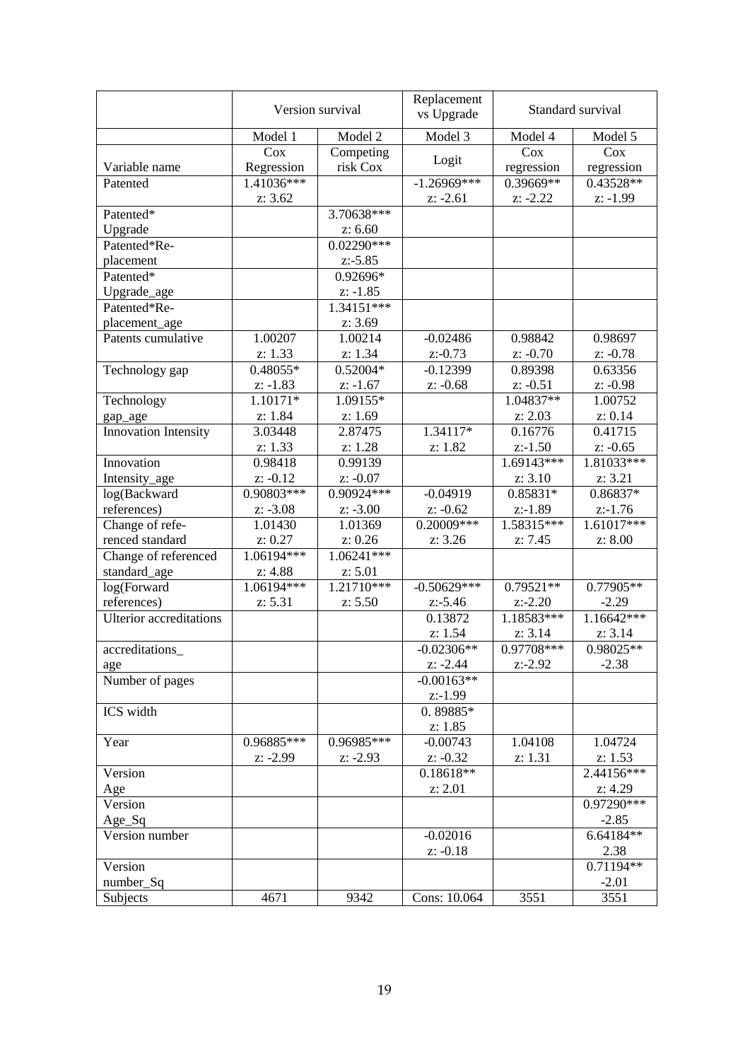| | Version survival | | Replacement vs Upgrade | Standard survival | |
|---|---|---|---|---|---|
| | Model 1 | Model 2 | Model 3 | Model 4 | Model 5 |
| Variable name | Cox Regression | Competing risk Cox | Logit | Cox regression | Cox regression |
| Patented | 1.41036***<br>z: 3.62 | | -1.26969***<br>z: -2.61 | 0.39669**<br>z: -2.22 | 0.43528**<br>z: -1.99 |
| Patented* Upgrade | | 3.70638***<br>z: 6.60 | | | |
| Patented*Re-placement | | 0.02290***<br>z:-5.85 | | | |
| Patented* Upgrade_age | | 0.92696*<br>z: -1.85 | | | |
| Patented*Re-placement_age | | 1.34151***<br>z: 3.69 | | | |
| Patents cumulative | 1.00207<br>z: 1.33 | 1.00214<br>z: 1.34 | -0.02486<br>z:-0.73 | 0.98842<br>z: -0.70 | 0.98697<br>z: -0.78 |
| Technology gap | 0.48055*<br>z: -1.83 | 0.52004*<br>z: -1.67 | -0.12399<br>z: -0.68 | 0.89398<br>z: -0.51 | 0.63356<br>z: -0.98 |
| Technology gap_age | 1.10171*<br>z: 1.84 | 1.09155*<br>z: 1.69 | | 1.04837**<br>z: 2.03 | 1.00752<br>z: 0.14 |
| Innovation Intensity | 3.03448<br>z: 1.33 | 2.87475<br>z: 1.28 | 1.34117*<br>z: 1.82 | 0.16776<br>z:-1.50 | 0.41715<br>z: -0.65 |
| Innovation Intensity_age | 0.98418<br>z: -0.12 | 0.99139<br>z: -0.07 | | 1.69143***<br>z: 3.10 | 1.81033***<br>z: 3.21 |
| log(Backward references) | 0.90803***<br>z: -3.08 | 0.90924***<br>z: -3.00 | -0.04919<br>z: -0.62 | 0.85831*<br>z:-1.89 | 0.86837*<br>z:-1.76 |
| Change of refe-renced standard | 1.01430<br>z: 0.27 | 1.01369<br>z: 0.26 | 0.20009***<br>z: 3.26 | 1.58315***<br>z: 7.45 | 1.61017***<br>z: 8.00 |
| Change of referenced standard_age | 1.06194***<br>z: 4.88 | 1.06241***<br>z: 5.01 | | | |
| log(Forward references) | 1.06194***<br>z: 5.31 | 1.21710***<br>z: 5.50 | -0.50629***<br>z:-5.46 | 0.79521**<br>z:-2.20 | 0.77905**<br>-2.29 |
| Ulterior accreditations | | | 0.13872<br>z: 1.54 | 1.18583***<br>z: 3.14 | 1.16642***<br>z: 3.14 |
| accreditations_ age | | | -0.02306**<br>z: -2.44 | 0.97708***<br>z:-2.92 | 0.98025**<br>-2.38 |
| Number of pages | | | -0.00163**<br>z:-1.99 | | |
| ICS width | | | 0. 89885*<br>z: 1.85 | | |
| Year | 0.96885***<br>z: -2.99 | 0.96985***<br>z: -2.93 | -0.00743<br>z: -0.32 | 1.04108<br>z: 1.31 | 1.04724<br>z: 1.53 |
| Version Age | | | 0.18618**<br>z: 2.01 | | 2.44156***<br>z: 4.29 |
| Version Age_Sq | | | | | 0.97290***<br>-2.85 |
| Version number | | | -0.02016<br>z: -0.18 | | 6.64184**<br>2.38 |
| Version number_Sq | | | | | 0.71194**<br>-2.01 |
| Subjects | 4671 | 9342 | Cons: 10.064 | 3551 | 3551 |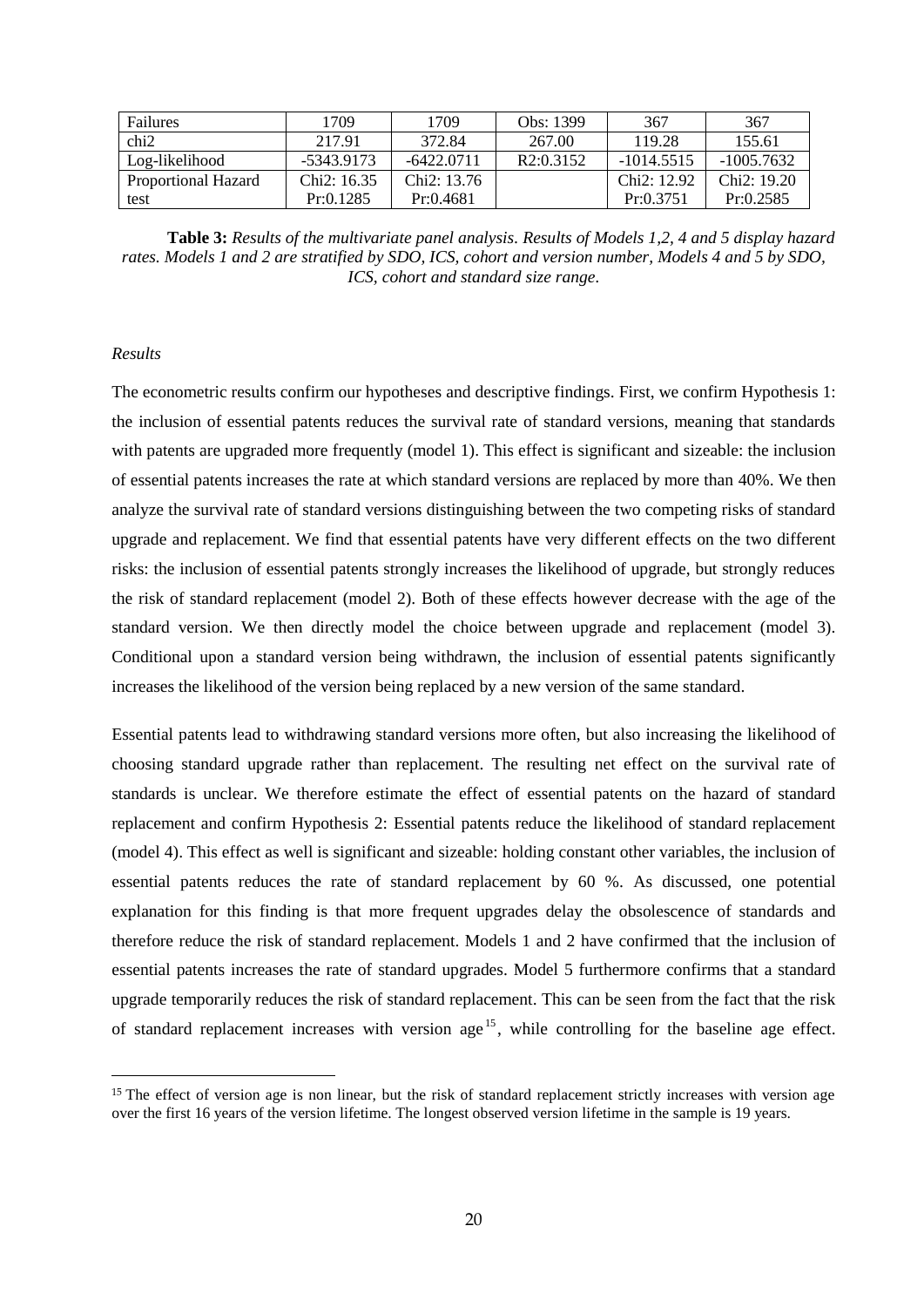| Failures | 1709 | 1709 | Obs: 1399 | 367 | 367 |
|---|---|---|---|---|---|
| chi2 | 217.91 | 372.84 | 267.00 | 119.28 | 155.61 |
| Log-likelihood | -5343.9173 | -6422.0711 | R2:0.3152 | -1014.5515 | -1005.7632 |
| Proportional Hazard test | Chi2: 16.35 Pr:0.1285 | Chi2: 13.76 Pr:0.4681 | | Chi2: 12.92 Pr:0.3751 | Chi2: 19.20 Pr:0.2585 |

**Table 3:** *Results of the multivariate panel analysis. Results of Models 1,2, 4 and 5 display hazard rates. Models 1 and 2 are stratified by SDO, ICS, cohort and version number, Models 4 and 5 by SDO, ICS, cohort and standard size range.*

*Results*

The econometric results confirm our hypotheses and descriptive findings. First, we confirm Hypothesis 1: the inclusion of essential patents reduces the survival rate of standard versions, meaning that standards with patents are upgraded more frequently (model 1). This effect is significant and sizeable: the inclusion of essential patents increases the rate at which standard versions are replaced by more than 40%. We then analyze the survival rate of standard versions distinguishing between the two competing risks of standard upgrade and replacement. We find that essential patents have very different effects on the two different risks: the inclusion of essential patents strongly increases the likelihood of upgrade, but strongly reduces the risk of standard replacement (model 2). Both of these effects however decrease with the age of the standard version. We then directly model the choice between upgrade and replacement (model 3). Conditional upon a standard version being withdrawn, the inclusion of essential patents significantly increases the likelihood of the version being replaced by a new version of the same standard.

Essential patents lead to withdrawing standard versions more often, but also increasing the likelihood of choosing standard upgrade rather than replacement. The resulting net effect on the survival rate of standards is unclear. We therefore estimate the effect of essential patents on the hazard of standard replacement and confirm Hypothesis 2: Essential patents reduce the likelihood of standard replacement (model 4). This effect as well is significant and sizeable: holding constant other variables, the inclusion of essential patents reduces the rate of standard replacement by 60 %. As discussed, one potential explanation for this finding is that more frequent upgrades delay the obsolescence of standards and therefore reduce the risk of standard replacement. Models 1 and 2 have confirmed that the inclusion of essential patents increases the rate of standard upgrades. Model 5 furthermore confirms that a standard upgrade temporarily reduces the risk of standard replacement. This can be seen from the fact that the risk of standard replacement increases with version age[15], while controlling for the baseline age effect.

[15] The effect of version age is non linear, but the risk of standard replacement strictly increases with version age over the first 16 years of the version lifetime. The longest observed version lifetime in the sample is 19 years.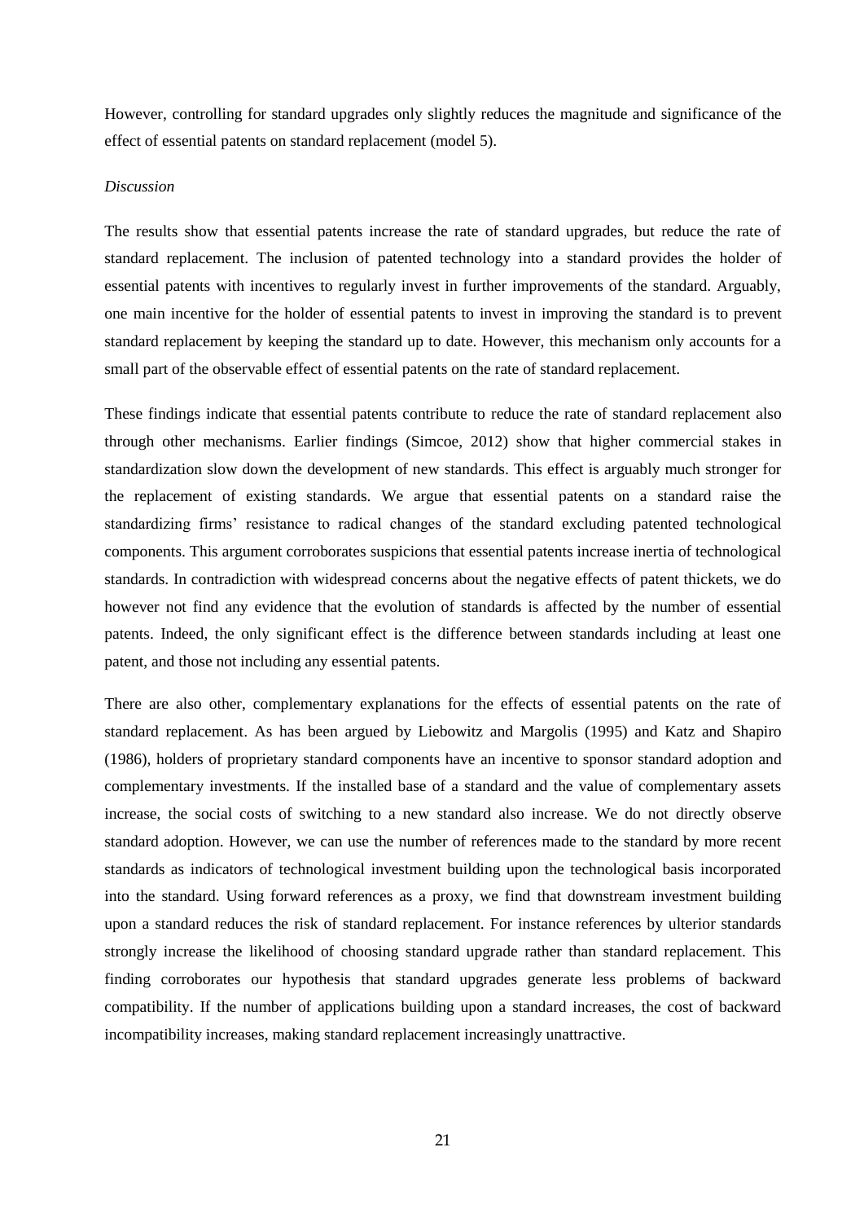However, controlling for standard upgrades only slightly reduces the magnitude and significance of the effect of essential patents on standard replacement (model 5).

*Discussion*

The results show that essential patents increase the rate of standard upgrades, but reduce the rate of standard replacement. The inclusion of patented technology into a standard provides the holder of essential patents with incentives to regularly invest in further improvements of the standard. Arguably, one main incentive for the holder of essential patents to invest in improving the standard is to prevent standard replacement by keeping the standard up to date. However, this mechanism only accounts for a small part of the observable effect of essential patents on the rate of standard replacement.

These findings indicate that essential patents contribute to reduce the rate of standard replacement also through other mechanisms. Earlier findings (Simcoe, 2012) show that higher commercial stakes in standardization slow down the development of new standards. This effect is arguably much stronger for the replacement of existing standards. We argue that essential patents on a standard raise the standardizing firms' resistance to radical changes of the standard excluding patented technological components. This argument corroborates suspicions that essential patents increase inertia of technological standards. In contradiction with widespread concerns about the negative effects of patent thickets, we do however not find any evidence that the evolution of standards is affected by the number of essential patents. Indeed, the only significant effect is the difference between standards including at least one patent, and those not including any essential patents.

There are also other, complementary explanations for the effects of essential patents on the rate of standard replacement. As has been argued by Liebowitz and Margolis (1995) and Katz and Shapiro (1986), holders of proprietary standard components have an incentive to sponsor standard adoption and complementary investments. If the installed base of a standard and the value of complementary assets increase, the social costs of switching to a new standard also increase. We do not directly observe standard adoption. However, we can use the number of references made to the standard by more recent standards as indicators of technological investment building upon the technological basis incorporated into the standard. Using forward references as a proxy, we find that downstream investment building upon a standard reduces the risk of standard replacement. For instance references by ulterior standards strongly increase the likelihood of choosing standard upgrade rather than standard replacement. This finding corroborates our hypothesis that standard upgrades generate less problems of backward compatibility. If the number of applications building upon a standard increases, the cost of backward incompatibility increases, making standard replacement increasingly unattractive.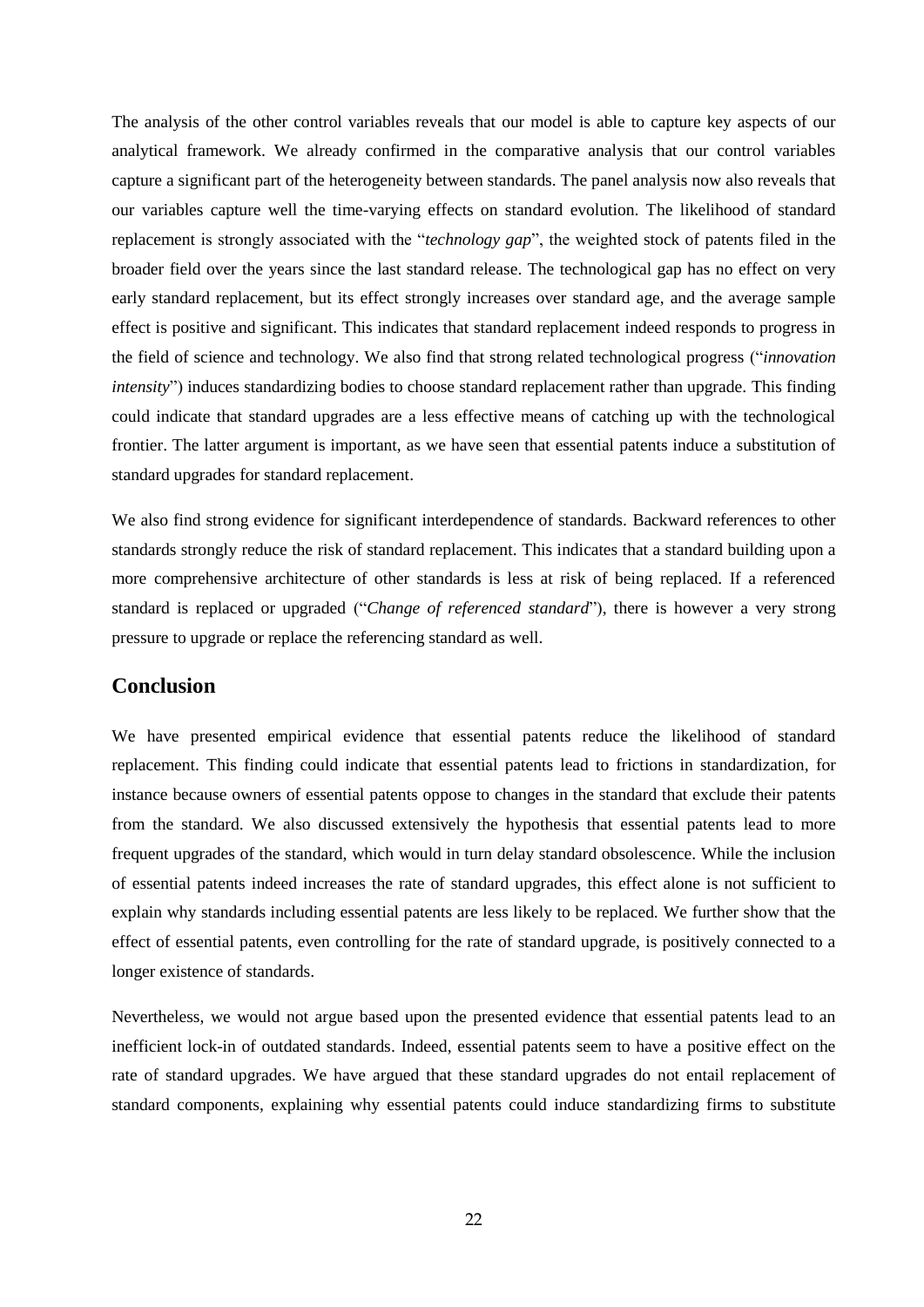The analysis of the other control variables reveals that our model is able to capture key aspects of our analytical framework. We already confirmed in the comparative analysis that our control variables capture a significant part of the heterogeneity between standards. The panel analysis now also reveals that our variables capture well the time-varying effects on standard evolution. The likelihood of standard replacement is strongly associated with the "*technology gap*", the weighted stock of patents filed in the broader field over the years since the last standard release. The technological gap has no effect on very early standard replacement, but its effect strongly increases over standard age, and the average sample effect is positive and significant. This indicates that standard replacement indeed responds to progress in the field of science and technology. We also find that strong related technological progress ("*innovation intensity*") induces standardizing bodies to choose standard replacement rather than upgrade. This finding could indicate that standard upgrades are a less effective means of catching up with the technological frontier. The latter argument is important, as we have seen that essential patents induce a substitution of standard upgrades for standard replacement.

We also find strong evidence for significant interdependence of standards. Backward references to other standards strongly reduce the risk of standard replacement. This indicates that a standard building upon a more comprehensive architecture of other standards is less at risk of being replaced. If a referenced standard is replaced or upgraded ("*Change of referenced standard*"), there is however a very strong pressure to upgrade or replace the referencing standard as well.

## Conclusion

We have presented empirical evidence that essential patents reduce the likelihood of standard replacement. This finding could indicate that essential patents lead to frictions in standardization, for instance because owners of essential patents oppose to changes in the standard that exclude their patents from the standard. We also discussed extensively the hypothesis that essential patents lead to more frequent upgrades of the standard, which would in turn delay standard obsolescence. While the inclusion of essential patents indeed increases the rate of standard upgrades, this effect alone is not sufficient to explain why standards including essential patents are less likely to be replaced. We further show that the effect of essential patents, even controlling for the rate of standard upgrade, is positively connected to a longer existence of standards.

Nevertheless, we would not argue based upon the presented evidence that essential patents lead to an inefficient lock-in of outdated standards. Indeed, essential patents seem to have a positive effect on the rate of standard upgrades. We have argued that these standard upgrades do not entail replacement of standard components, explaining why essential patents could induce standardizing firms to substitute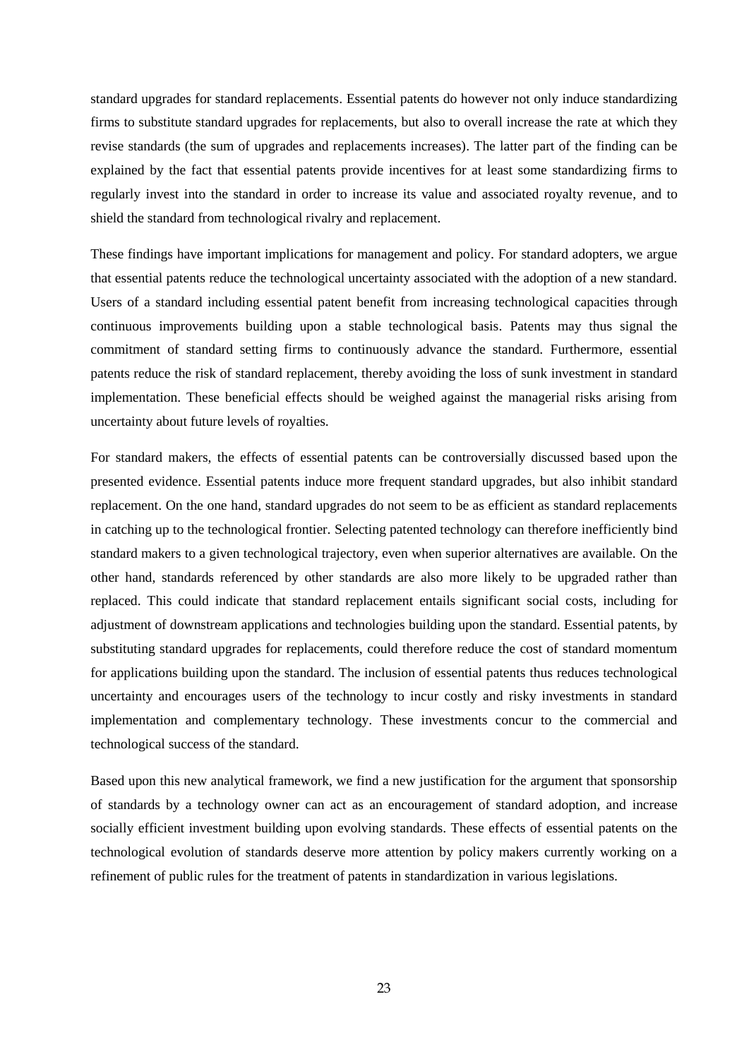standard upgrades for standard replacements. Essential patents do however not only induce standardizing firms to substitute standard upgrades for replacements, but also to overall increase the rate at which they revise standards (the sum of upgrades and replacements increases). The latter part of the finding can be explained by the fact that essential patents provide incentives for at least some standardizing firms to regularly invest into the standard in order to increase its value and associated royalty revenue, and to shield the standard from technological rivalry and replacement.

These findings have important implications for management and policy. For standard adopters, we argue that essential patents reduce the technological uncertainty associated with the adoption of a new standard. Users of a standard including essential patent benefit from increasing technological capacities through continuous improvements building upon a stable technological basis. Patents may thus signal the commitment of standard setting firms to continuously advance the standard. Furthermore, essential patents reduce the risk of standard replacement, thereby avoiding the loss of sunk investment in standard implementation. These beneficial effects should be weighed against the managerial risks arising from uncertainty about future levels of royalties.

For standard makers, the effects of essential patents can be controversially discussed based upon the presented evidence. Essential patents induce more frequent standard upgrades, but also inhibit standard replacement. On the one hand, standard upgrades do not seem to be as efficient as standard replacements in catching up to the technological frontier. Selecting patented technology can therefore inefficiently bind standard makers to a given technological trajectory, even when superior alternatives are available. On the other hand, standards referenced by other standards are also more likely to be upgraded rather than replaced. This could indicate that standard replacement entails significant social costs, including for adjustment of downstream applications and technologies building upon the standard. Essential patents, by substituting standard upgrades for replacements, could therefore reduce the cost of standard momentum for applications building upon the standard. The inclusion of essential patents thus reduces technological uncertainty and encourages users of the technology to incur costly and risky investments in standard implementation and complementary technology. These investments concur to the commercial and technological success of the standard.

Based upon this new analytical framework, we find a new justification for the argument that sponsorship of standards by a technology owner can act as an encouragement of standard adoption, and increase socially efficient investment building upon evolving standards. These effects of essential patents on the technological evolution of standards deserve more attention by policy makers currently working on a refinement of public rules for the treatment of patents in standardization in various legislations.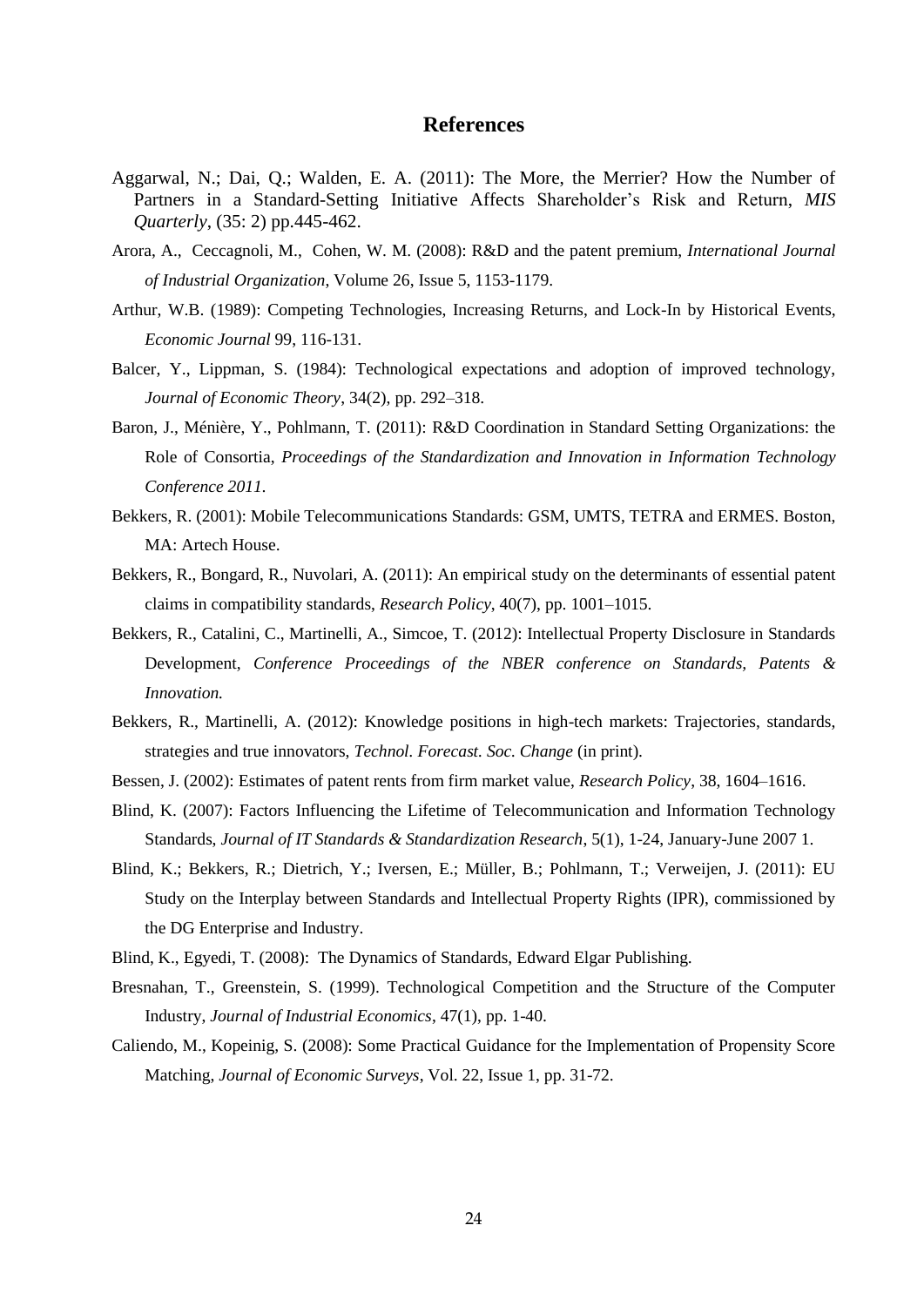# References

Aggarwal, N.; Dai, Q.; Walden, E. A. (2011): The More, the Merrier? How the Number of Partners in a Standard-Setting Initiative Affects Shareholder's Risk and Return, *MIS Quarterly*, (35: 2) pp.445-462.

Arora, A., Ceccagnoli, M., Cohen, W. M. (2008): R&D and the patent premium, *International Journal of Industrial Organization*, Volume 26, Issue 5, 1153-1179.

Arthur, W.B. (1989): Competing Technologies, Increasing Returns, and Lock-In by Historical Events, *Economic Journal* 99, 116-131.

Balcer, Y., Lippman, S. (1984): Technological expectations and adoption of improved technology, *Journal of Economic Theory*, 34(2), pp. 292–318.

Baron, J., Ménière, Y., Pohlmann, T. (2011): R&D Coordination in Standard Setting Organizations: the Role of Consortia, *Proceedings of the Standardization and Innovation in Information Technology Conference 2011*.

Bekkers, R. (2001): Mobile Telecommunications Standards: GSM, UMTS, TETRA and ERMES. Boston, MA: Artech House.

Bekkers, R., Bongard, R., Nuvolari, A. (2011): An empirical study on the determinants of essential patent claims in compatibility standards, *Research Policy*, 40(7), pp. 1001–1015.

Bekkers, R., Catalini, C., Martinelli, A., Simcoe, T. (2012): Intellectual Property Disclosure in Standards Development, *Conference Proceedings of the NBER conference on Standards, Patents & Innovation.*

Bekkers, R., Martinelli, A. (2012): Knowledge positions in high-tech markets: Trajectories, standards, strategies and true innovators, *Technol. Forecast. Soc. Change* (in print).

Bessen, J. (2002): Estimates of patent rents from firm market value, *Research Policy*, 38, 1604–1616.

Blind, K. (2007): Factors Influencing the Lifetime of Telecommunication and Information Technology Standards, *Journal of IT Standards & Standardization Research*, 5(1), 1-24, January-June 2007 1.

Blind, K.; Bekkers, R.; Dietrich, Y.; Iversen, E.; Müller, B.; Pohlmann, T.; Verweijen, J. (2011): EU Study on the Interplay between Standards and Intellectual Property Rights (IPR), commissioned by the DG Enterprise and Industry.

Blind, K., Egyedi, T. (2008): The Dynamics of Standards, Edward Elgar Publishing.

Bresnahan, T., Greenstein, S. (1999). Technological Competition and the Structure of the Computer Industry, *Journal of Industrial Economics*, 47(1), pp. 1-40.

Caliendo, M., Kopeinig, S. (2008): Some Practical Guidance for the Implementation of Propensity Score Matching, *Journal of Economic Surveys*, Vol. 22, Issue 1, pp. 31-72.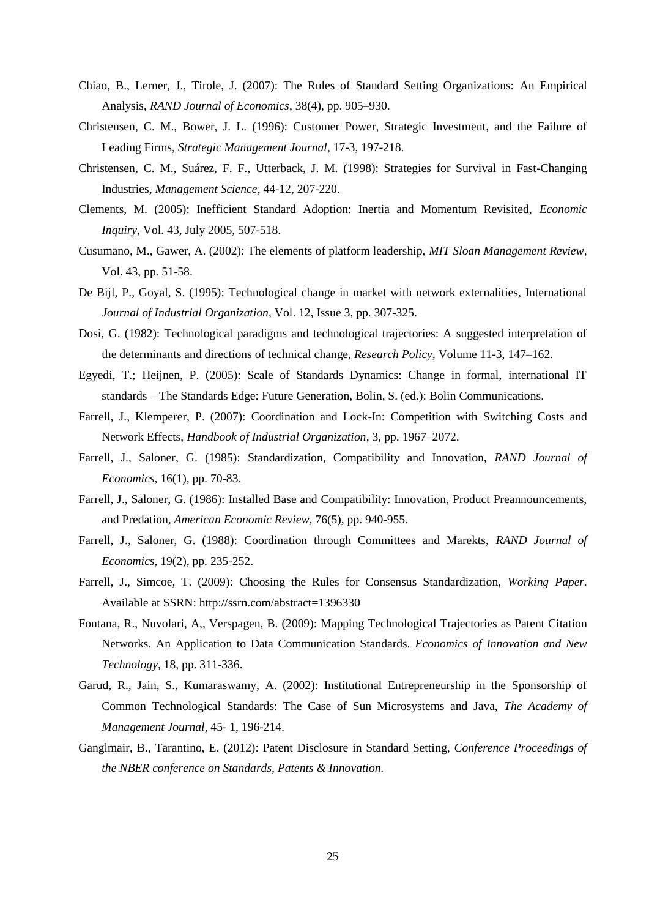Chiao, B., Lerner, J., Tirole, J. (2007): The Rules of Standard Setting Organizations: An Empirical Analysis, *RAND Journal of Economics*, 38(4), pp. 905–930.

Christensen, C. M., Bower, J. L. (1996): Customer Power, Strategic Investment, and the Failure of Leading Firms, *Strategic Management Journal*, 17-3, 197-218.

Christensen, C. M., Suárez, F. F., Utterback, J. M. (1998): Strategies for Survival in Fast-Changing Industries, *Management Science*, 44-12, 207-220.

Clements, M. (2005): Inefficient Standard Adoption: Inertia and Momentum Revisited, *Economic Inquiry*, Vol. 43, July 2005, 507-518.

Cusumano, M., Gawer, A. (2002): The elements of platform leadership, *MIT Sloan Management Review*, Vol. 43, pp. 51-58.

De Bijl, P., Goyal, S. (1995): Technological change in market with network externalities, International *Journal of Industrial Organization*, Vol. 12, Issue 3, pp. 307-325.

Dosi, G. (1982): Technological paradigms and technological trajectories: A suggested interpretation of the determinants and directions of technical change, *Research Policy*, Volume 11-3, 147–162.

Egyedi, T.; Heijnen, P. (2005): Scale of Standards Dynamics: Change in formal, international IT standards – The Standards Edge: Future Generation, Bolin, S. (ed.): Bolin Communications.

Farrell, J., Klemperer, P. (2007): Coordination and Lock-In: Competition with Switching Costs and Network Effects, *Handbook of Industrial Organization*, 3, pp. 1967–2072.

Farrell, J., Saloner, G. (1985): Standardization, Compatibility and Innovation, *RAND Journal of Economics*, 16(1), pp. 70-83.

Farrell, J., Saloner, G. (1986): Installed Base and Compatibility: Innovation, Product Preannouncements, and Predation, *American Economic Review*, 76(5), pp. 940-955.

Farrell, J., Saloner, G. (1988): Coordination through Committees and Marekts, *RAND Journal of Economics*, 19(2), pp. 235-252.

Farrell, J., Simcoe, T. (2009): Choosing the Rules for Consensus Standardization, *Working Paper.* Available at SSRN: http://ssrn.com/abstract=1396330

Fontana, R., Nuvolari, A,, Verspagen, B. (2009): Mapping Technological Trajectories as Patent Citation Networks. An Application to Data Communication Standards. *Economics of Innovation and New Technology*, 18, pp. 311-336.

Garud, R., Jain, S., Kumaraswamy, A. (2002): Institutional Entrepreneurship in the Sponsorship of Common Technological Standards: The Case of Sun Microsystems and Java, *The Academy of Management Journal*, 45- 1, 196-214.

Ganglmair, B., Tarantino, E. (2012): Patent Disclosure in Standard Setting, *Conference Proceedings of the NBER conference on Standards, Patents & Innovation.*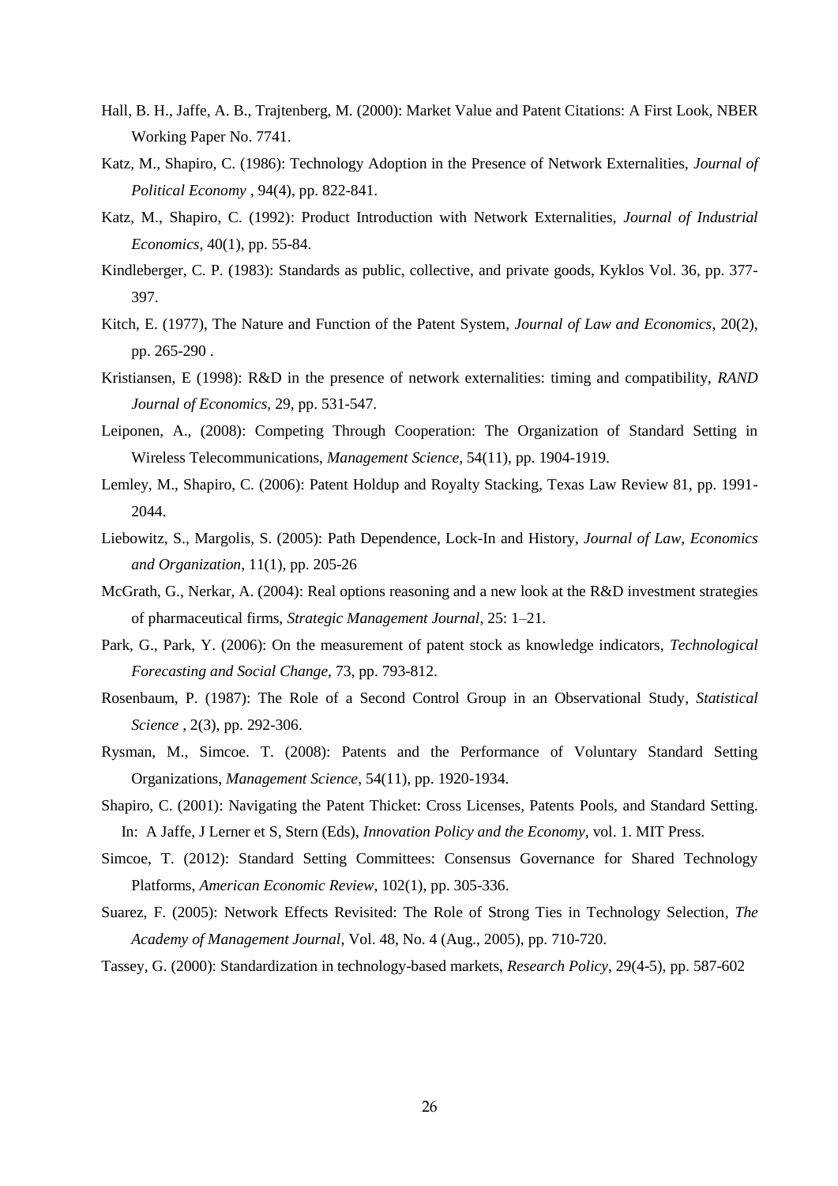Hall, B. H., Jaffe, A. B., Trajtenberg, M. (2000): Market Value and Patent Citations: A First Look, NBER Working Paper No. 7741.

Katz, M., Shapiro, C. (1986): Technology Adoption in the Presence of Network Externalities, *Journal of Political Economy* , 94(4), pp. 822-841.

Katz, M., Shapiro, C. (1992): Product Introduction with Network Externalities, *Journal of Industrial Economics*, 40(1), pp. 55-84.

Kindleberger, C. P. (1983): Standards as public, collective, and private goods, Kyklos Vol. 36, pp. 377-397.

Kitch, E. (1977), The Nature and Function of the Patent System, *Journal of Law and Economics*, 20(2), pp. 265-290 .

Kristiansen, E (1998): R&D in the presence of network externalities: timing and compatibility, *RAND Journal of Economics*, 29, pp. 531-547.

Leiponen, A., (2008): Competing Through Cooperation: The Organization of Standard Setting in Wireless Telecommunications, *Management Science*, 54(11), pp. 1904-1919.

Lemley, M., Shapiro, C. (2006): Patent Holdup and Royalty Stacking, Texas Law Review 81, pp. 1991-2044.

Liebowitz, S., Margolis, S. (2005): Path Dependence, Lock-In and History, *Journal of Law, Economics and Organization*, 11(1), pp. 205-26

McGrath, G., Nerkar, A. (2004): Real options reasoning and a new look at the R&D investment strategies of pharmaceutical firms, *Strategic Management Journal*, 25: 1–21.

Park, G., Park, Y. (2006): On the measurement of patent stock as knowledge indicators, *Technological Forecasting and Social Change*, 73, pp. 793-812.

Rosenbaum, P. (1987): The Role of a Second Control Group in an Observational Study, *Statistical Science* , 2(3), pp. 292-306.

Rysman, M., Simcoe. T. (2008): Patents and the Performance of Voluntary Standard Setting Organizations, *Management Science*, 54(11), pp. 1920-1934.

Shapiro, C. (2001): Navigating the Patent Thicket: Cross Licenses, Patents Pools, and Standard Setting. In: A Jaffe, J Lerner et S, Stern (Eds), *Innovation Policy and the Economy*, vol. 1. MIT Press.

Simcoe, T. (2012): Standard Setting Committees: Consensus Governance for Shared Technology Platforms, *American Economic Review*, 102(1), pp. 305-336.

Suarez, F. (2005): Network Effects Revisited: The Role of Strong Ties in Technology Selection, *The Academy of Management Journal*, Vol. 48, No. 4 (Aug., 2005), pp. 710-720.

Tassey, G. (2000): Standardization in technology-based markets, *Research Policy*, 29(4-5), pp. 587-602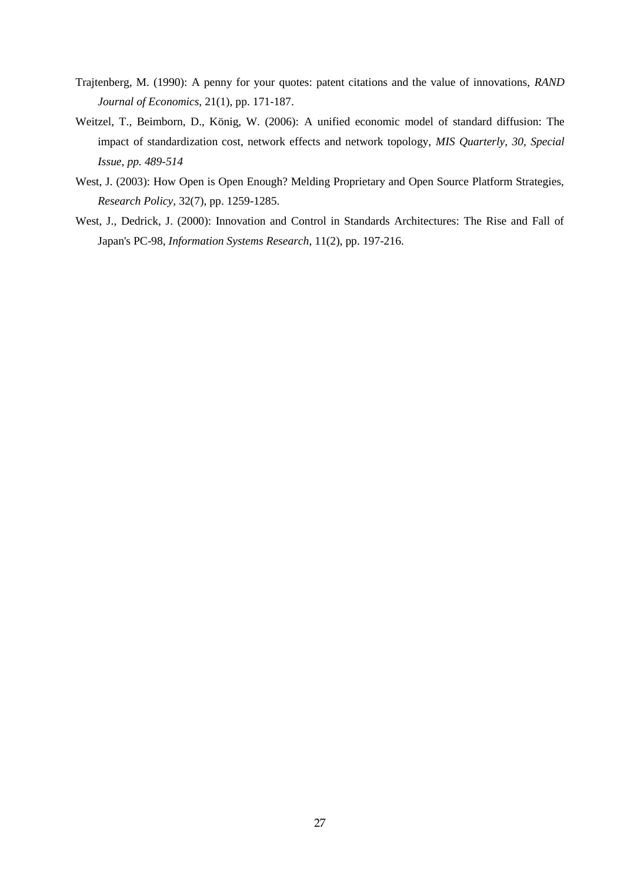Trajtenberg, M. (1990): A penny for your quotes: patent citations and the value of innovations, *RAND Journal of Economics*, 21(1), pp. 171-187.

Weitzel, T., Beimborn, D., König, W. (2006): A unified economic model of standard diffusion: The impact of standardization cost, network effects and network topology, *MIS Quarterly, 30, Special Issue, pp. 489-514*

West, J. (2003): How Open is Open Enough? Melding Proprietary and Open Source Platform Strategies, *Research Policy*, 32(7), pp. 1259-1285.

West, J., Dedrick, J. (2000): Innovation and Control in Standards Architectures: The Rise and Fall of Japan's PC-98, *Information Systems Research*, 11(2), pp. 197-216.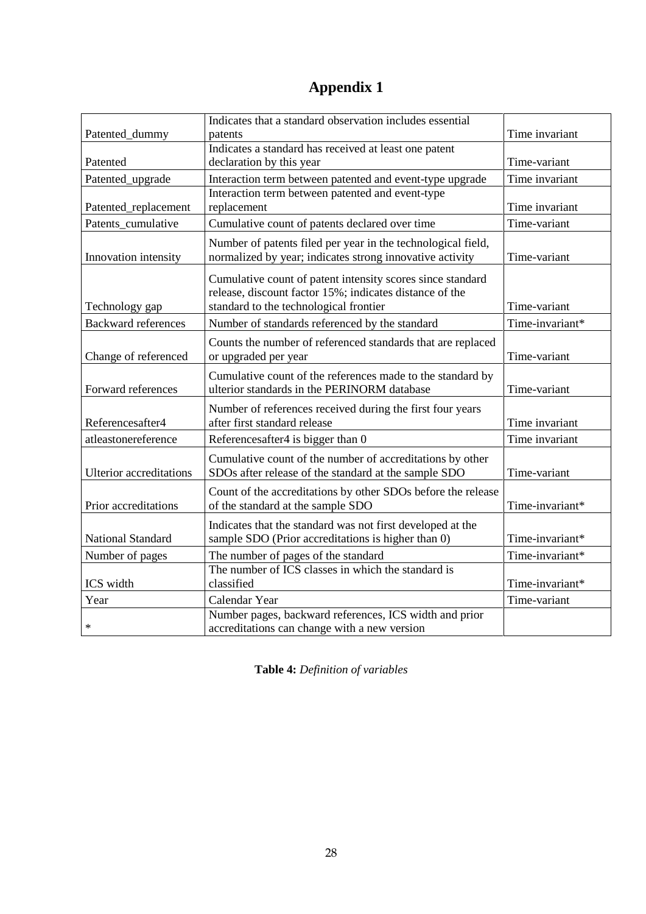# Appendix 1

| | | |
|---|---|---|
| Patented_dummy | Indicates that a standard observation includes essential patents | Time invariant |
| Patented | Indicates a standard has received at least one patent declaration by this year | Time-variant |
| Patented_upgrade | Interaction term between patented and event-type upgrade | Time invariant |
| Patented_replacement | Interaction term between patented and event-type replacement | Time invariant |
| Patents_cumulative | Cumulative count of patents declared over time | Time-variant |
| Innovation intensity | Number of patents filed per year in the technological field, normalized by year; indicates strong innovative activity | Time-variant |
| Technology gap | Cumulative count of patent intensity scores since standard release, discount factor 15%; indicates distance of the standard to the technological frontier | Time-variant |
| Backward references | Number of standards referenced by the standard | Time-invariant* |
| Change of referenced | Counts the number of referenced standards that are replaced or upgraded per year | Time-variant |
| Forward references | Cumulative count of the references made to the standard by ulterior standards in the PERINORM database | Time-variant |
| Referencesafter4 | Number of references received during the first four years after first standard release | Time invariant |
| atleastonereference | Referencesafter4 is bigger than 0 | Time invariant |
| Ulterior accreditations | Cumulative count of the number of accreditations by other SDOs after release of the standard at the sample SDO | Time-variant |
| Prior accreditations | Count of the accreditations by other SDOs before the release of the standard at the sample SDO | Time-invariant* |
| National Standard | Indicates that the standard was not first developed at the sample SDO (Prior accreditations is higher than 0) | Time-invariant* |
| Number of pages | The number of pages of the standard | Time-invariant* |
| ICS width | The number of ICS classes in which the standard is classified | Time-invariant* |
| Year | Calendar Year | Time-variant |
| * | Number pages, backward references, ICS width and prior accreditations can change with a new version | |

**Table 4:** *Definition of variables*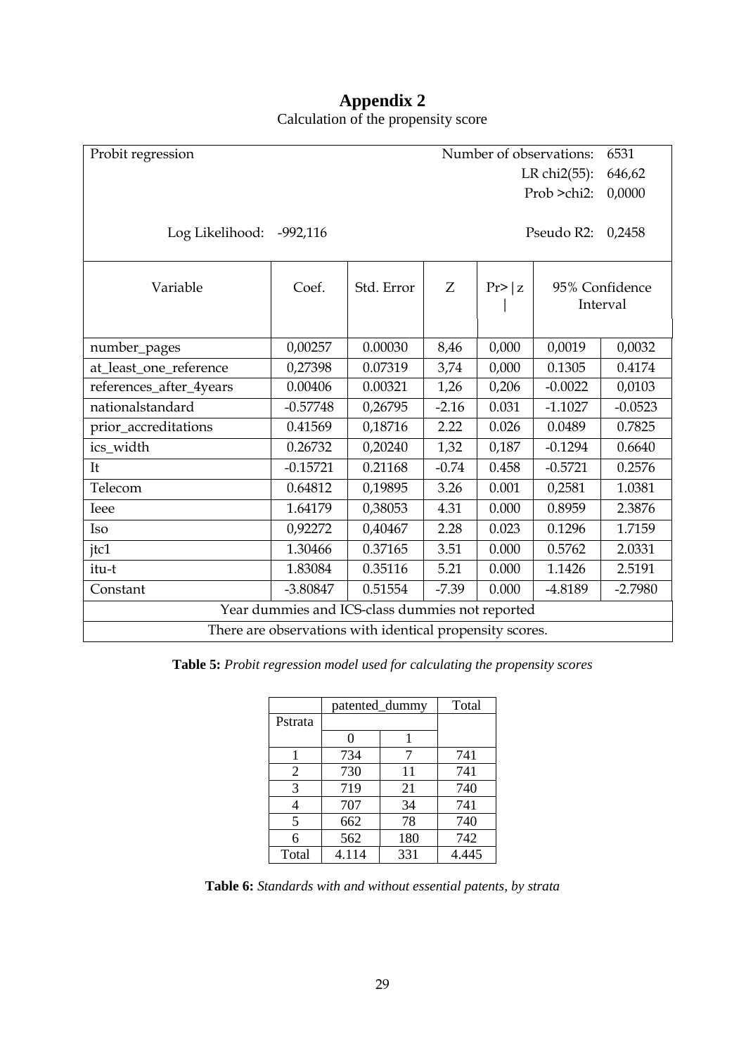# Appendix 2

Calculation of the propensity score

| Probit regression | | | | Number of observations: | 6531 | |
|---|---|---|---|---|---|---|
| | | | | LR chi2(55): | 646,62 | |
| | | | | Prob >chi2: | 0,0000 | |
| Log Likelihood: | -992,116 | | | Pseudo R2: | 0,2458 | |
| **Variable** | **Coef.** | **Std. Error** | **Z** | **Pr>\|z\|** | **95% Confidence Interval** | |
| number_pages | 0,00257 | 0.00030 | 8,46 | 0,000 | 0,0019 | 0,0032 |
| at_least_one_reference | 0,27398 | 0.07319 | 3,74 | 0,000 | 0.1305 | 0.4174 |
| references_after_4years | 0.00406 | 0.00321 | 1,26 | 0,206 | -0.0022 | 0,0103 |
| nationalstandard | -0.57748 | 0,26795 | -2.16 | 0.031 | -1.1027 | -0.0523 |
| prior_accreditations | 0.41569 | 0,18716 | 2.22 | 0.026 | 0.0489 | 0.7825 |
| ics_width | 0.26732 | 0,20240 | 1,32 | 0,187 | -0.1294 | 0.6640 |
| It | -0.15721 | 0.21168 | -0.74 | 0.458 | -0.5721 | 0.2576 |
| Telecom | 0.64812 | 0,19895 | 3.26 | 0.001 | 0,2581 | 1.0381 |
| Ieee | 1.64179 | 0,38053 | 4.31 | 0.000 | 0.8959 | 2.3876 |
| Iso | 0,92272 | 0,40467 | 2.28 | 0.023 | 0.1296 | 1.7159 |
| jtc1 | 1.30466 | 0.37165 | 3.51 | 0.000 | 0.5762 | 2.0331 |
| itu-t | 1.83084 | 0.35116 | 5.21 | 0.000 | 1.1426 | 2.5191 |
| Constant | -3.80847 | 0.51554 | -7.39 | 0.000 | -4.8189 | -2.7980 |
| Year dummies and ICS-class dummies not reported | | | | | | |
| There are observations with identical propensity scores. | | | | | | |

**Table 5:** *Probit regression model used for calculating the propensity scores*

| | patented_dummy | | Total |
|---|---|---|---|
| Pstrata | | | |
| | 0 | 1 | |
| 1 | 734 | 7 | 741 |
| 2 | 730 | 11 | 741 |
| 3 | 719 | 21 | 740 |
| 4 | 707 | 34 | 741 |
| 5 | 662 | 78 | 740 |
| 6 | 562 | 180 | 742 |
| Total | 4.114 | 331 | 4.445 |

**Table 6:** *Standards with and without essential patents, by strata*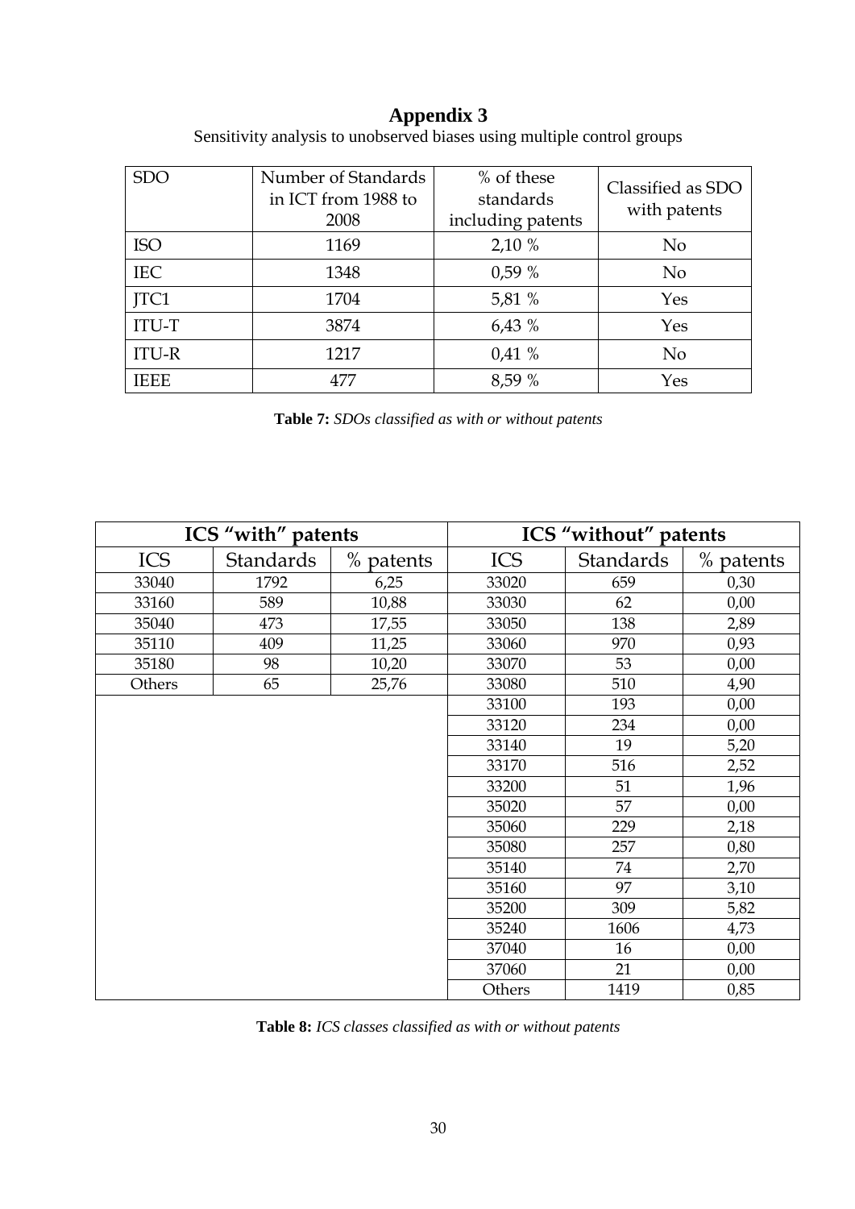# Appendix 3

Sensitivity analysis to unobserved biases using multiple control groups

| SDO | Number of Standards in ICT from 1988 to 2008 | % of these standards including patents | Classified as SDO with patents |
|---|---|---|---|
| ISO | 1169 | 2,10 % | No |
| IEC | 1348 | 0,59 % | No |
| JTC1 | 1704 | 5,81 % | Yes |
| ITU-T | 3874 | 6,43 % | Yes |
| ITU-R | 1217 | 0,41 % | No |
| IEEE | 477 | 8,59 % | Yes |

**Table 7:** *SDOs classified as with or without patents*

| ICS "with" patents | | | ICS "without" patents | | |
|---|---|---|---|---|---|
| ICS | Standards | % patents | ICS | Standards | % patents |
| 33040 | 1792 | 6,25 | 33020 | 659 | 0,30 |
| 33160 | 589 | 10,88 | 33030 | 62 | 0,00 |
| 35040 | 473 | 17,55 | 33050 | 138 | 2,89 |
| 35110 | 409 | 11,25 | 33060 | 970 | 0,93 |
| 35180 | 98 | 10,20 | 33070 | 53 | 0,00 |
| Others | 65 | 25,76 | 33080 | 510 | 4,90 |
| | | | 33100 | 193 | 0,00 |
| | | | 33120 | 234 | 0,00 |
| | | | 33140 | 19 | 5,20 |
| | | | 33170 | 516 | 2,52 |
| | | | 33200 | 51 | 1,96 |
| | | | 35020 | 57 | 0,00 |
| | | | 35060 | 229 | 2,18 |
| | | | 35080 | 257 | 0,80 |
| | | | 35140 | 74 | 2,70 |
| | | | 35160 | 97 | 3,10 |
| | | | 35200 | 309 | 5,82 |
| | | | 35240 | 1606 | 4,73 |
| | | | 37040 | 16 | 0,00 |
| | | | 37060 | 21 | 0,00 |
| | | | Others | 1419 | 0,85 |

**Table 8:** *ICS classes classified as with or without patents*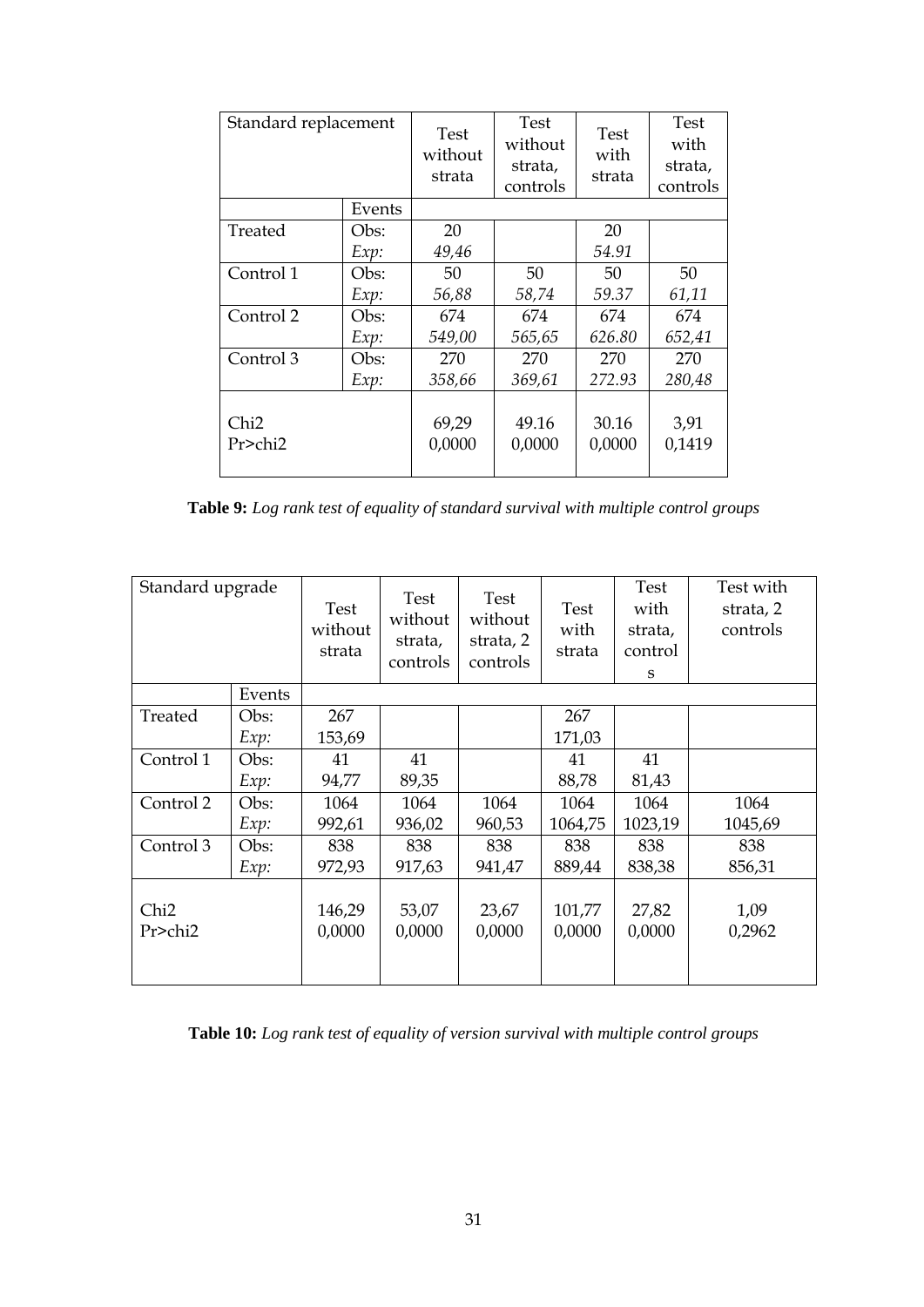| Standard replacement | | Test without strata | Test without strata, controls | Test with strata | Test with strata, controls |
|---|---|---|---|---|---|
| | Events | | | | |
| Treated | Obs: | 20 | | 20 | |
| | *Exp:* | *49,46* | | *54.91* | |
| Control 1 | Obs: | 50 | 50 | 50 | 50 |
| | *Exp:* | *56,88* | *58,74* | *59.37* | *61,11* |
| Control 2 | Obs: | 674 | 674 | 674 | 674 |
| | *Exp:* | *549,00* | *565,65* | *626.80* | *652,41* |
| Control 3 | Obs: | 270 | 270 | 270 | 270 |
| | *Exp:* | *358,66* | *369,61* | *272.93* | *280,48* |
| Chi2 | | 69,29 | 49.16 | 30.16 | 3,91 |
| Pr>chi2 | | 0,0000 | 0,0000 | 0,0000 | 0,1419 |

**Table 9:** *Log rank test of equality of standard survival with multiple control groups*

| Standard upgrade | | Test without strata | Test without strata, controls | Test without strata, 2 controls | Test with strata | Test with strata, controls | Test with strata, 2 controls |
|---|---|---|---|---|---|---|---|
| | Events | | | | | | |
| Treated | Obs: | 267 | | | 267 | | |
| | *Exp:* | 153,69 | | | 171,03 | | |
| Control 1 | Obs: | 41 | 41 | | 41 | 41 | |
| | *Exp:* | 94,77 | 89,35 | | 88,78 | 81,43 | |
| Control 2 | Obs: | 1064 | 1064 | 1064 | 1064 | 1064 | 1064 |
| | *Exp:* | 992,61 | 936,02 | 960,53 | 1064,75 | 1023,19 | 1045,69 |
| Control 3 | Obs: | 838 | 838 | 838 | 838 | 838 | 838 |
| | *Exp:* | 972,93 | 917,63 | 941,47 | 889,44 | 838,38 | 856,31 |
| Chi2 | | 146,29 | 53,07 | 23,67 | 101,77 | 27,82 | 1,09 |
| Pr>chi2 | | 0,0000 | 0,0000 | 0,0000 | 0,0000 | 0,0000 | 0,2962 |

**Table 10:** *Log rank test of equality of version survival with multiple control groups*